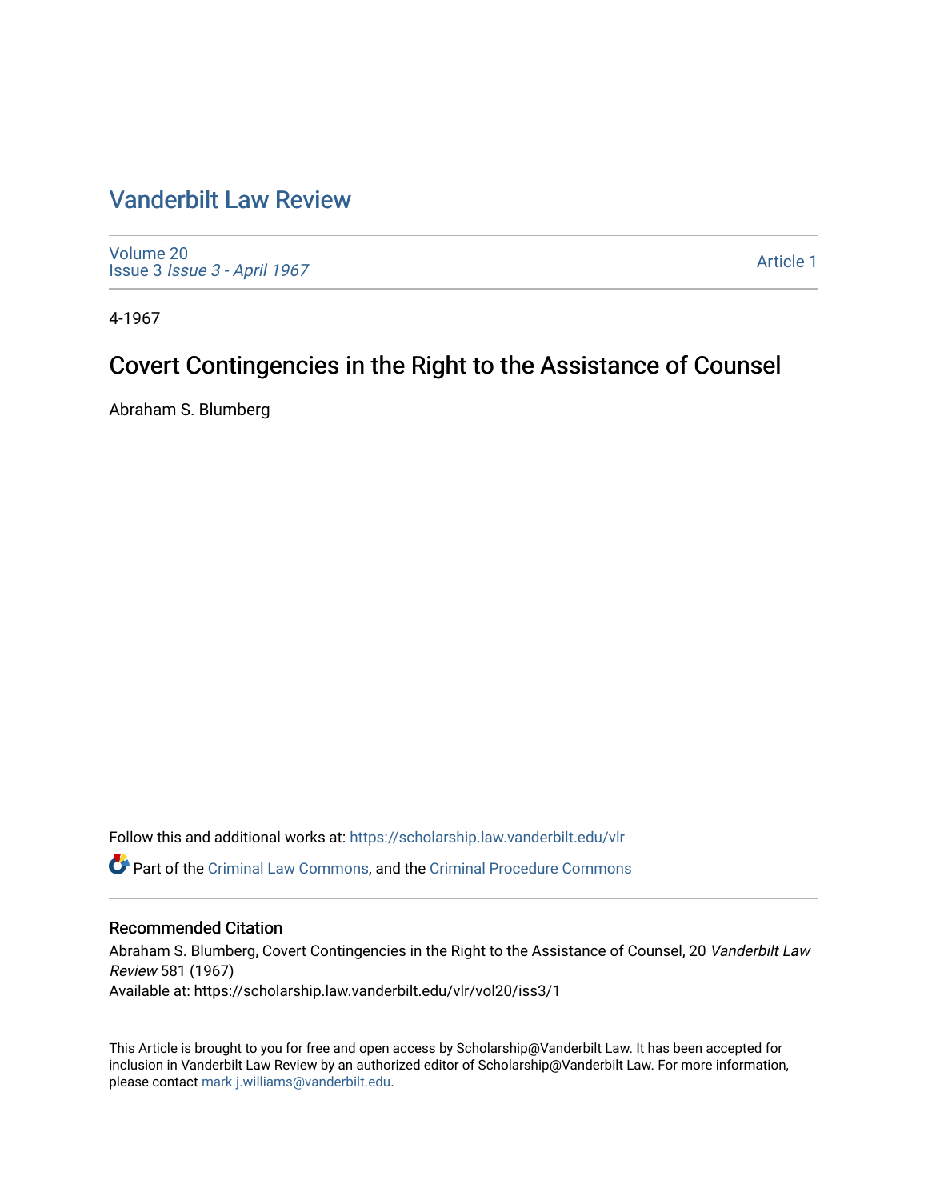# Vanderbilt Law Review

Volume 20
Issue 3 *Issue 3 - April 1967*

Article 1

4-1967

## Covert Contingencies in the Right to the Assistance of Counsel

Abraham S. Blumberg

Follow this and additional works at: https://scholarship.law.vanderbilt.edu/vlr

Part of the Criminal Law Commons, and the Criminal Procedure Commons

### Recommended Citation

Abraham S. Blumberg, Covert Contingencies in the Right to the Assistance of Counsel, 20 *Vanderbilt Law Review* 581 (1967)
Available at: https://scholarship.law.vanderbilt.edu/vlr/vol20/iss3/1

This Article is brought to you for free and open access by Scholarship@Vanderbilt Law. It has been accepted for inclusion in Vanderbilt Law Review by an authorized editor of Scholarship@Vanderbilt Law. For more information, please contact mark.j.williams@vanderbilt.edu.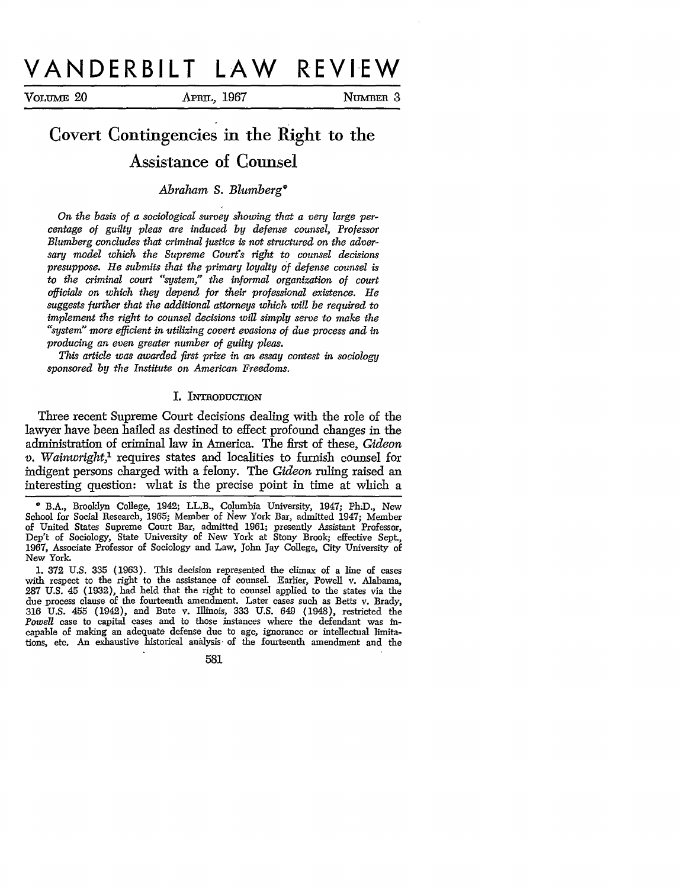# VANDERBILT LAW REVIEW

VOLUME 20 APRIL, 1967 NUMBER 3

# Covert Contingencies in the Right to the Assistance of Counsel

*Abraham S. Blumberg**

*On the basis of a sociological survey showing that a very large percentage of guilty pleas are induced by defense counsel, Professor Blumberg concludes that criminal justice is not structured on the adversary model which the Supreme Court's right to counsel decisions presuppose. He submits that the primary loyalty of defense counsel is to the criminal court "system," the informal organization of court officials on which they depend for their professional existence. He suggests further that the additional attorneys which will be required to implement the right to counsel decisions will simply serve to make the "system" more efficient in utilizing covert evasions of due process and in producing an even greater number of guilty pleas.*

*This article was awarded first prize in an essay contest in sociology sponsored by the Institute on American Freedoms.*

## I. INTRODUCTION

Three recent Supreme Court decisions dealing with the role of the lawyer have been hailed as destined to effect profound changes in the administration of criminal law in America. The first of these, *Gideon v. Wainwright*,[1] requires states and localities to furnish counsel for indigent persons charged with a felony. The *Gideon* ruling raised an interesting question: what is the precise point in time at which a

---

\* B.A., Brooklyn College, 1942; LL.B., Columbia University, 1947; Ph.D., New School for Social Research, 1965; Member of New York Bar, admitted 1947; Member of United States Supreme Court Bar, admitted 1961; presently Assistant Professor, Dep't of Sociology, State University of New York at Stony Brook; effective Sept., 1967, Associate Professor of Sociology and Law, John Jay College, City University of New York.

1. 372 U.S. 335 (1963). This decision represented the climax of a line of cases with respect to the right to the assistance of counsel. Earlier, Powell v. Alabama, 287 U.S. 45 (1932), had held that the right to counsel applied to the states via the due process clause of the fourteenth amendment. Later cases such as Betts v. Brady, 316 U.S. 455 (1942), and Bute v. Illinois, 333 U.S. 649 (1948), restricted the *Powell* case to capital cases and to those instances where the defendant was incapable of making an adequate defense due to age, ignorance or intellectual limitations, etc. An exhaustive historical analysis of the fourteenth amendment and the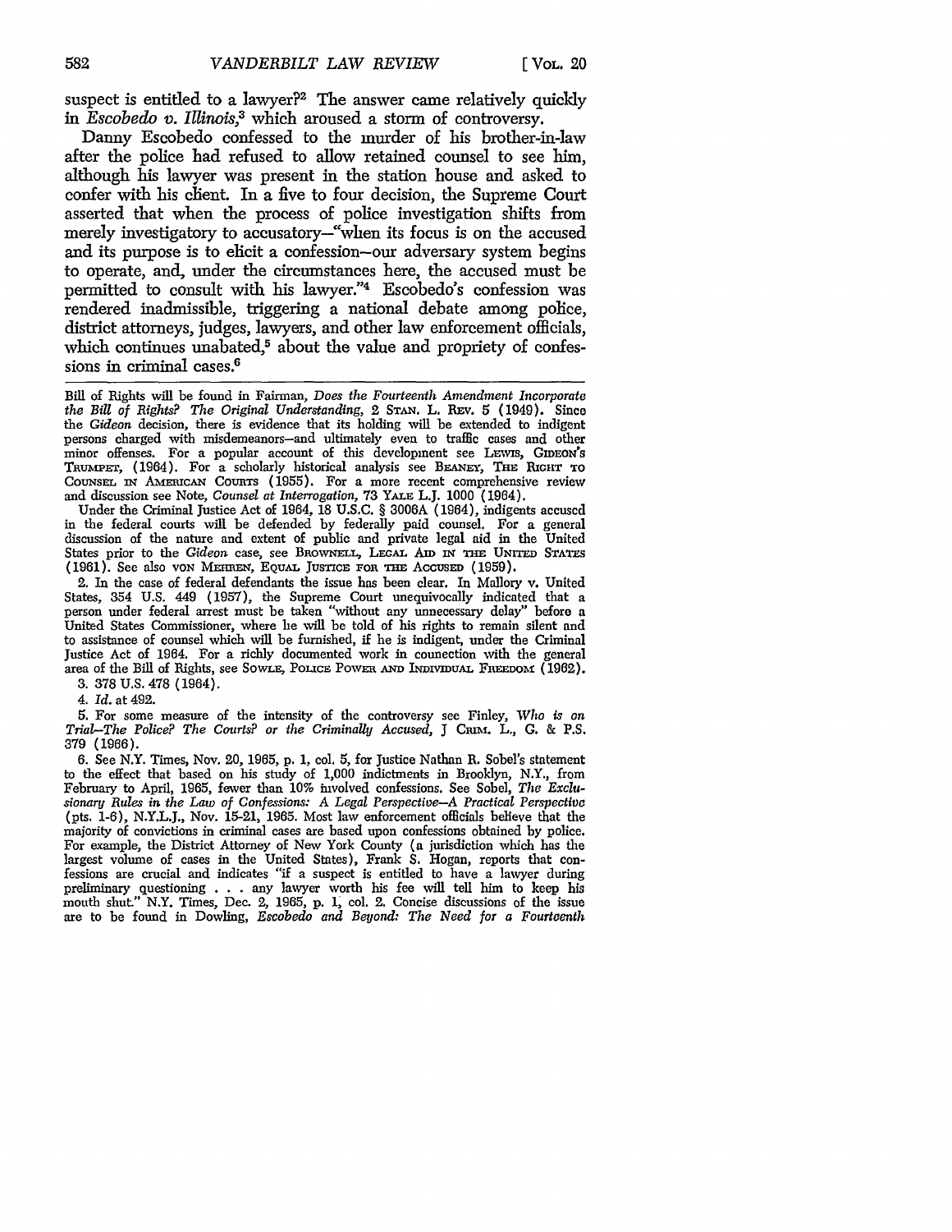suspect is entitled to a lawyer?[2] The answer came relatively quickly in *Escobedo v. Illinois*,[3] which aroused a storm of controversy.

Danny Escobedo confessed to the murder of his brother-in-law after the police had refused to allow retained counsel to see him, although his lawyer was present in the station house and asked to confer with his client. In a five to four decision, the Supreme Court asserted that when the process of police investigation shifts from merely investigatory to accusatory—"when its focus is on the accused and its purpose is to elicit a confession—our adversary system begins to operate, and, under the circumstances here, the accused must be permitted to consult with his lawyer."[4] Escobedo's confession was rendered inadmissible, triggering a national debate among police, district attorneys, judges, lawyers, and other law enforcement officials, which continues unabated,[5] about the value and propriety of confessions in criminal cases.[6]

---

Bill of Rights will be found in Fairman, *Does the Fourteenth Amendment Incorporate the Bill of Rights? The Original Understanding*, 2 STAN. L. REV. 5 (1949). Since the *Gideon* decision, there is evidence that its holding will be extended to indigent persons charged with misdemeanors—and ultimately even to traffic cases and other minor offenses. For a popular account of this development see LEWIS, GIDEON'S TRUMPET, (1964). For a scholarly historical analysis see BEANEY, THE RIGHT TO COUNSEL IN AMERICAN COURTS (1955). For a more recent comprehensive review and discussion see Note, *Counsel at Interrogation*, 73 YALE L.J. 1000 (1964).

Under the Criminal Justice Act of 1964, 18 U.S.C. § 3006A (1964), indigents accused in the federal courts will be defended by federally paid counsel. For a general discussion of the nature and extent of public and private legal aid in the United States prior to the *Gideon* case, see BROWNELL, LEGAL AID IN THE UNITED STATES (1961). See also VON MEHREN, EQUAL JUSTICE FOR THE ACCUSED (1959).

2. In the case of federal defendants the issue has been clear. In Mallory v. United States, 354 U.S. 449 (1957), the Supreme Court unequivocally indicated that a person under federal arrest must be taken "without any unnecessary delay" before a United States Commissioner, where he will be told of his rights to remain silent and to assistance of counsel which will be furnished, if he is indigent, under the Criminal Justice Act of 1964. For a richly documented work in connection with the general area of the Bill of Rights, see SOWLE, POLICE POWER AND INDIVIDUAL FREEDOM (1962).

3. 378 U.S. 478 (1964).

4. *Id.* at 492.

5. For some measure of the intensity of the controversy see Finley, *Who is on Trial—The Police? The Courts? or the Criminally Accused*, J CRIM. L., C. & P.S. 379 (1966).

6. See N.Y. Times, Nov. 20, 1965, p. 1, col. 5, for Justice Nathan R. Sobel's statement to the effect that based on his study of 1,000 indictments in Brooklyn, N.Y., from February to April, 1965, fewer than 10% involved confessions. See Sobel, *The Exclusionary Rules in the Law of Confessions: A Legal Perspective—A Practical Perspective* (pts. 1-6), N.Y.L.J., Nov. 15-21, 1965. Most law enforcement officials believe that the majority of convictions in criminal cases are based upon confessions obtained by police. For example, the District Attorney of New York County (a jurisdiction which has the largest volume of cases in the United States), Frank S. Hogan, reports that confessions are crucial and indicates "if a suspect is entitled to have a lawyer during preliminary questioning . . . any lawyer worth his fee will tell him to keep his mouth shut." N.Y. Times, Dec. 2, 1965, p. 1, col. 2. Concise discussions of the issue are to be found in Dowling, *Escobedo and Beyond: The Need for a Fourteenth*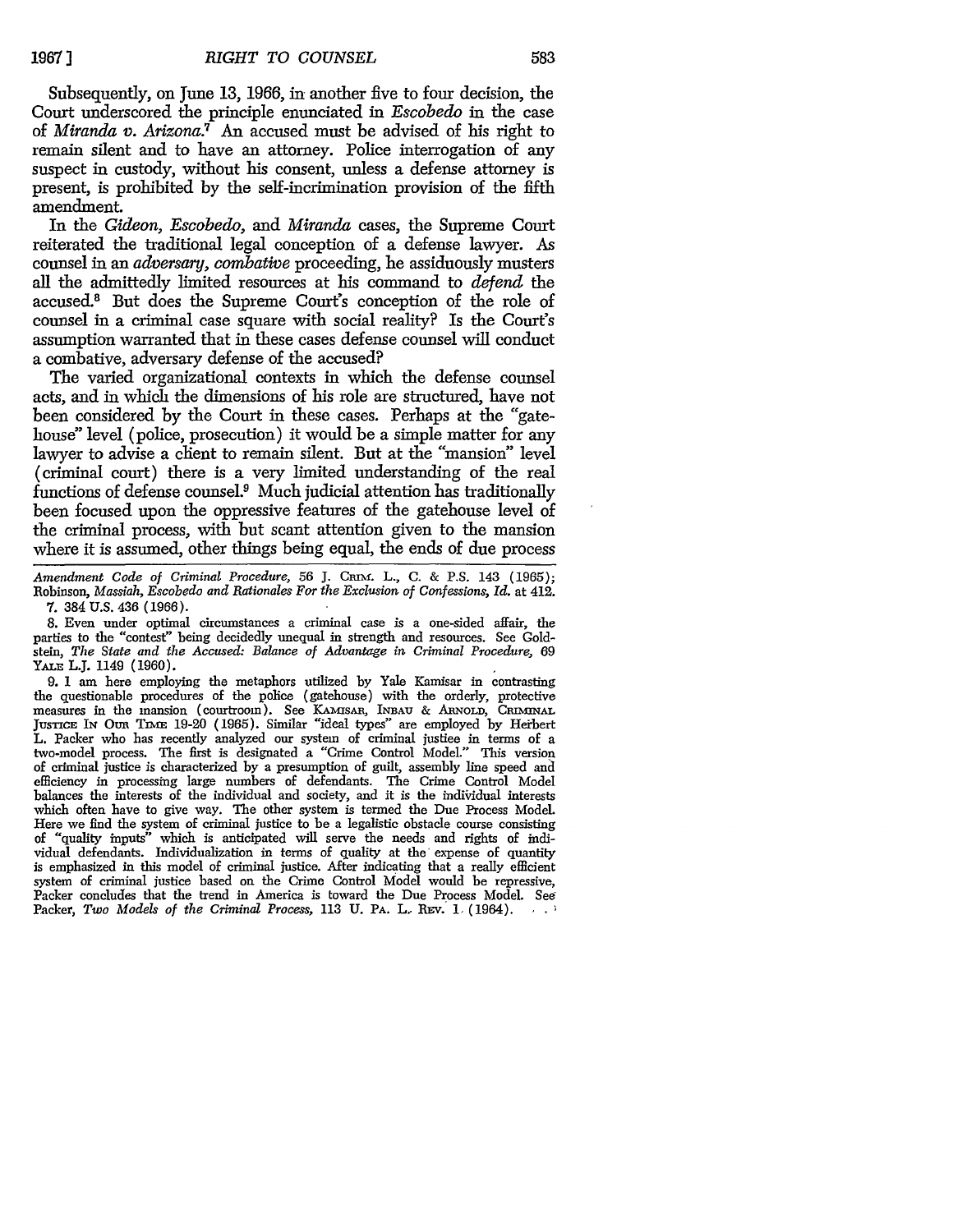Subsequently, on June 13, 1966, in another five to four decision, the Court underscored the principle enunciated in *Escobedo* in the case of *Miranda v. Arizona*.[7] An accused must be advised of his right to remain silent and to have an attorney. Police interrogation of any suspect in custody, without his consent, unless a defense attorney is present, is prohibited by the self-incrimination provision of the fifth amendment.

In the *Gideon*, *Escobedo*, and *Miranda* cases, the Supreme Court reiterated the traditional legal conception of a defense lawyer. As counsel in an *adversary*, *combative* proceeding, he assiduously musters all the admittedly limited resources at his command to *defend* the accused.[8] But does the Supreme Court's conception of the role of counsel in a criminal case square with social reality? Is the Court's assumption warranted that in these cases defense counsel will conduct a combative, adversary defense of the accused?

The varied organizational contexts in which the defense counsel acts, and in which the dimensions of his role are structured, have not been considered by the Court in these cases. Perhaps at the "gatehouse" level (police, prosecution) it would be a simple matter for any lawyer to advise a client to remain silent. But at the "mansion" level (criminal court) there is a very limited understanding of the real functions of defense counsel.[9] Much judicial attention has traditionally been focused upon the oppressive features of the gatehouse level of the criminal process, with but scant attention given to the mansion where it is assumed, other things being equal, the ends of due process

---

*Amendment Code of Criminal Procedure*, 56 J. Crim. L., C. & P.S. 143 (1965); Robinson, *Massiah, Escobedo and Rationales For the Exclusion of Confessions*, *Id.* at 412.

7. 384 U.S. 436 (1966).

8. Even under optimal circumstances a criminal case is a one-sided affair, the parties to the "contest" being decidedly unequal in strength and resources. See Goldstein, *The State and the Accused: Balance of Advantage in Criminal Procedure*, 69 Yale L.J. 1149 (1960).

9. I am here employing the metaphors utilized by Yale Kamisar in contrasting the questionable procedures of the police (gatehouse) with the orderly, protective measures in the mansion (courtroom). See Kamisar, Inbau & Arnold, Criminal Justice In Our Time 19-20 (1965). Similar "ideal types" are employed by Herbert L. Packer who has recently analyzed our system of criminal justice in terms of a two-model process. The first is designated a "Crime Control Model." This version of criminal justice is characterized by a presumption of guilt, assembly line speed and efficiency in processing large numbers of defendants. The Crime Control Model balances the interests of the individual and society, and it is the individual interests which often have to give way. The other system is termed the Due Process Model. Here we find the system of criminal justice to be a legalistic obstacle course consisting of "quality inputs" which is anticipated will serve the needs and rights of individual defendants. Individualization in terms of quality at the expense of quantity is emphasized in this model of criminal justice. After indicating that a really efficient system of criminal justice based on the Crime Control Model would be repressive, Packer concludes that the trend in America is toward the Due Process Model. See Packer, *Two Models of the Criminal Process*, 113 U. Pa. L. Rev. 1 (1964).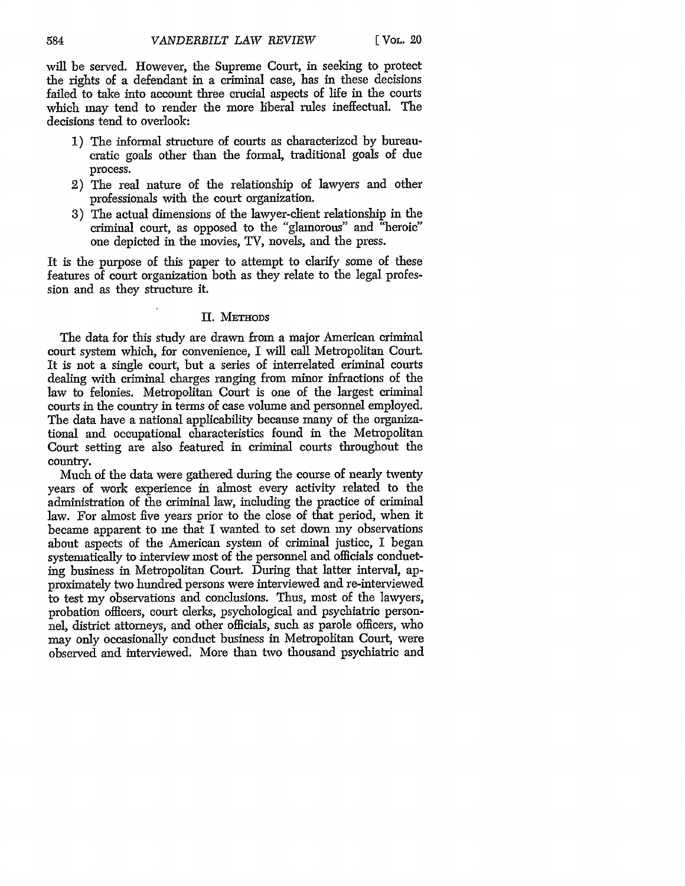will be served. However, the Supreme Court, in seeking to protect the rights of a defendant in a criminal case, has in these decisions failed to take into account three crucial aspects of life in the courts which may tend to render the more liberal rules ineffectual. The decisions tend to overlook:

1) The informal structure of courts as characterized by bureaucratic goals other than the formal, traditional goals of due process.
2) The real nature of the relationship of lawyers and other professionals with the court organization.
3) The actual dimensions of the lawyer-client relationship in the criminal court, as opposed to the "glamorous" and "heroic" one depicted in the movies, TV, novels, and the press.

It is the purpose of this paper to attempt to clarify some of these features of court organization both as they relate to the legal profession and as they structure it.

## II. Methods

The data for this study are drawn from a major American criminal court system which, for convenience, I will call Metropolitan Court. It is not a single court, but a series of interrelated criminal courts dealing with criminal charges ranging from minor infractions of the law to felonies. Metropolitan Court is one of the largest criminal courts in the country in terms of case volume and personnel employed. The data have a national applicability because many of the organizational and occupational characteristics found in the Metropolitan Court setting are also featured in criminal courts throughout the country.

Much of the data were gathered during the course of nearly twenty years of work experience in almost every activity related to the administration of the criminal law, including the practice of criminal law. For almost five years prior to the close of that period, when it became apparent to me that I wanted to set down my observations about aspects of the American system of criminal justice, I began systematically to interview most of the personnel and officials conducting business in Metropolitan Court. During that latter interval, approximately two hundred persons were interviewed and re-interviewed to test my observations and conclusions. Thus, most of the lawyers, probation officers, court clerks, psychological and psychiatric personnel, district attorneys, and other officials, such as parole officers, who may only occasionally conduct business in Metropolitan Court, were observed and interviewed. More than two thousand psychiatric and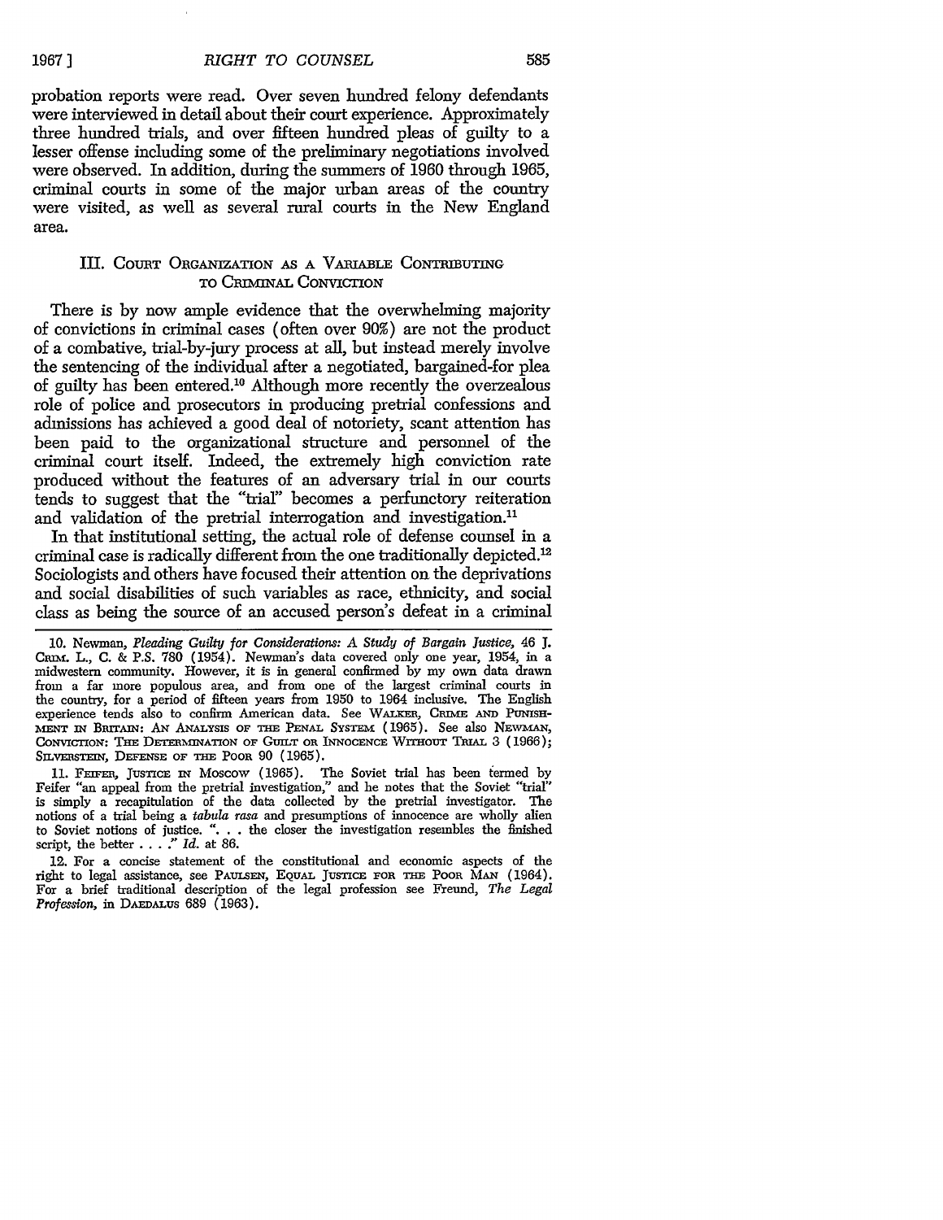probation reports were read. Over seven hundred felony defendants were interviewed in detail about their court experience. Approximately three hundred trials, and over fifteen hundred pleas of guilty to a lesser offense including some of the preliminary negotiations involved were observed. In addition, during the summers of 1960 through 1965, criminal courts in some of the major urban areas of the country were visited, as well as several rural courts in the New England area.

### III. Court Organization as a Variable Contributing to Criminal Conviction

There is by now ample evidence that the overwhelming majority of convictions in criminal cases (often over 90%) are not the product of a combative, trial-by-jury process at all, but instead merely involve the sentencing of the individual after a negotiated, bargained-for plea of guilty has been entered.[10] Although more recently the overzealous role of police and prosecutors in producing pretrial confessions and admissions has achieved a good deal of notoriety, scant attention has been paid to the organizational structure and personnel of the criminal court itself. Indeed, the extremely high conviction rate produced without the features of an adversary trial in our courts tends to suggest that the "trial" becomes a perfunctory reiteration and validation of the pretrial interrogation and investigation.[11]

In that institutional setting, the actual role of defense counsel in a criminal case is radically different from the one traditionally depicted.[12] Sociologists and others have focused their attention on the deprivations and social disabilities of such variables as race, ethnicity, and social class as being the source of an accused person's defeat in a criminal

---

10. Newman, *Pleading Guilty for Considerations: A Study of Bargain Justice*, 46 J. Crim. L., C. & P.S. 780 (1954). Newman's data covered only one year, 1954, in a midwestern community. However, it is in general confirmed by my own data drawn from a far more populous area, and from one of the largest criminal courts in the country, for a period of fifteen years from 1950 to 1964 inclusive. The English experience tends also to confirm American data. See Walker, Crime and Punishment in Britain: An Analysis of the Penal System (1965). See also Newman, Conviction: The Determination of Guilt or Innocence Without Trial 3 (1966); Silverstein, Defense of the Poor 90 (1965).

11. Feifer, Justice in Moscow (1965). The Soviet trial has been termed by Feifer "an appeal from the pretrial investigation," and he notes that the Soviet "trial" is simply a recapitulation of the data collected by the pretrial investigator. The notions of a trial being a *tabula rasa* and presumptions of innocence are wholly alien to Soviet notions of justice. ". . . the closer the investigation resembles the finished script, the better . . . ." *Id.* at 86.

12. For a concise statement of the constitutional and economic aspects of the right to legal assistance, see Paulsen, Equal Justice for the Poor Man (1964). For a brief traditional description of the legal profession see Freund, *The Legal Profession*, in Daedalus 689 (1963).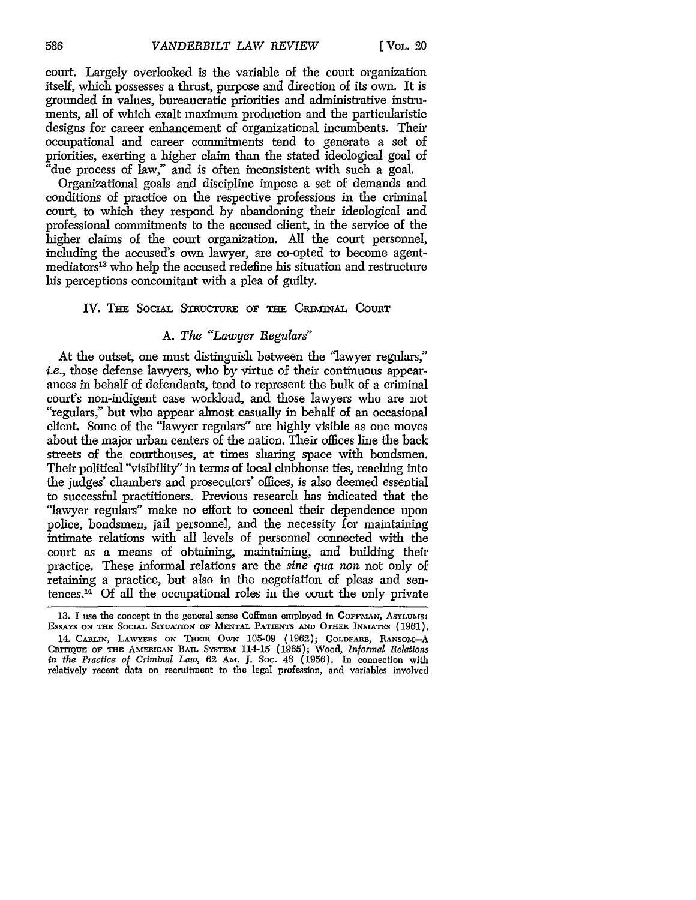court. Largely overlooked is the variable of the court organization itself, which possesses a thrust, purpose and direction of its own. It is grounded in values, bureaucratic priorities and administrative instruments, all of which exalt maximum production and the particularistic designs for career enhancement of organizational incumbents. Their occupational and career commitments tend to generate a set of priorities, exerting a higher claim than the stated ideological goal of "due process of law," and is often inconsistent with such a goal.

Organizational goals and discipline impose a set of demands and conditions of practice on the respective professions in the criminal court, to which they respond by abandoning their ideological and professional commitments to the accused client, in the service of the higher claims of the court organization. All the court personnel, including the accused's own lawyer, are co-opted to become agent-mediators[13] who help the accused redefine his situation and restructure his perceptions concomitant with a plea of guilty.

## IV. The Social Structure of the Criminal Court

### A. *The "Lawyer Regulars"*

At the outset, one must distinguish between the "lawyer regulars," *i.e.*, those defense lawyers, who by virtue of their continuous appearances in behalf of defendants, tend to represent the bulk of a criminal court's non-indigent case workload, and those lawyers who are not "regulars," but who appear almost casually in behalf of an occasional client. Some of the "lawyer regulars" are highly visible as one moves about the major urban centers of the nation. Their offices line the back streets of the courthouses, at times sharing space with bondsmen. Their political "visibility" in terms of local clubhouse ties, reaching into the judges' chambers and prosecutors' offices, is also deemed essential to successful practitioners. Previous research has indicated that the "lawyer regulars" make no effort to conceal their dependence upon police, bondsmen, jail personnel, and the necessity for maintaining intimate relations with all levels of personnel connected with the court as a means of obtaining, maintaining, and building their practice. These informal relations are the *sine qua non* not only of retaining a practice, but also in the negotiation of pleas and sentences.[14] Of all the occupational roles in the court the only private

---

13. I use the concept in the general sense Goffman employed in Goffman, Asylums: Essays on the Social Situation of Mental Patients and Other Inmates (1961).

14. Carlin, Lawyers on Their Own 105-09 (1962); Goldfarb, Ransom—A Critique of the American Bail System 114-15 (1965); Wood, *Informal Relations in the Practice of Criminal Law*, 62 Am. J. Soc. 48 (1956). In connection with relatively recent data on recruitment to the legal profession, and variables involved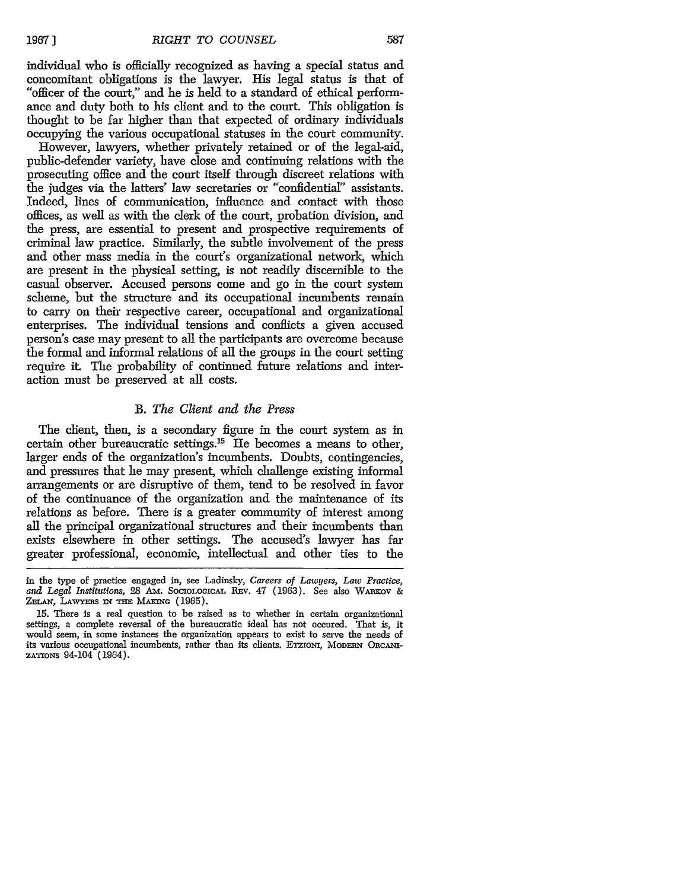individual who is officially recognized as having a special status and concomitant obligations is the lawyer. His legal status is that of "officer of the court," and he is held to a standard of ethical performance and duty both to his client and to the court. This obligation is thought to be far higher than that expected of ordinary individuals occupying the various occupational statuses in the court community.

However, lawyers, whether privately retained or of the legal-aid, public-defender variety, have close and continuing relations with the prosecuting office and the court itself through discreet relations with the judges via the latters' law secretaries or "confidential" assistants. Indeed, lines of communication, influence and contact with those offices, as well as with the clerk of the court, probation division, and the press, are essential to present and prospective requirements of criminal law practice. Similarly, the subtle involvement of the press and other mass media in the court's organizational network, which are present in the physical setting, is not readily discernible to the casual observer. Accused persons come and go in the court system scheme, but the structure and its occupational incumbents remain to carry on their respective career, occupational and organizational enterprises. The individual tensions and conflicts a given accused person's case may present to all the participants are overcome because the formal and informal relations of all the groups in the court setting require it. The probability of continued future relations and interaction must be preserved at all costs.

### B. *The Client and the Press*

The client, then, is a secondary figure in the court system as in certain other bureaucratic settings.[15] He becomes a means to other, larger ends of the organization's incumbents. Doubts, contingencies, and pressures that he may present, which challenge existing informal arrangements or are disruptive of them, tend to be resolved in favor of the continuance of the organization and the maintenance of its relations as before. There is a greater community of interest among all the principal organizational structures and their incumbents than exists elsewhere in other settings. The accused's lawyer has far greater professional, economic, intellectual and other ties to the

---

in the type of practice engaged in, see Ladinsky, *Careers of Lawyers, Law Practice, and Legal Institutions*, 28 AM. SOCIOLOGICAL REV. 47 (1963). See also WARKOV & ZELAN, LAWYERS IN THE MAKING (1965).

15. There is a real question to be raised as to whether in certain organizational settings, a complete reversal of the bureaucratic ideal has not occured. That is, it would seem, in some instances the organization appears to exist to serve the needs of its various occupational incumbents, rather than its clients. ETZIONI, MODERN ORGANIZATIONS 94-104 (1964).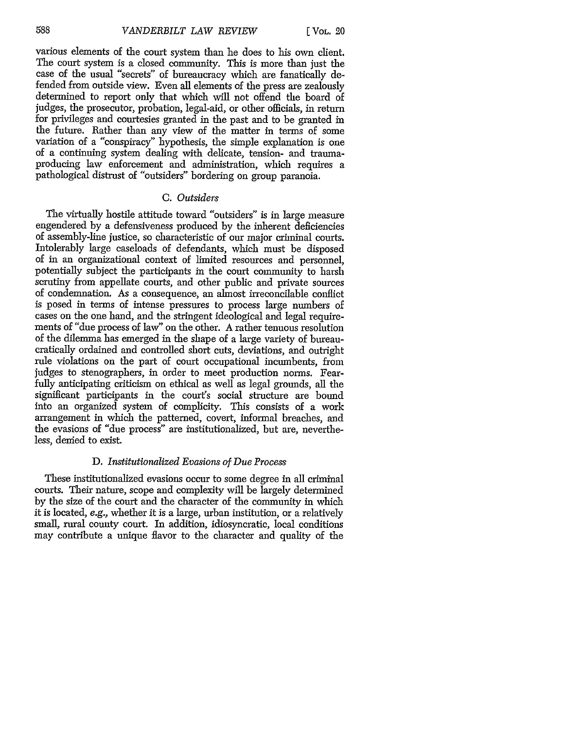various elements of the court system than he does to his own client. The court system is a closed community. This is more than just the case of the usual "secrets" of bureaucracy which are fanatically defended from outside view. Even all elements of the press are zealously determined to report only that which will not offend the board of judges, the prosecutor, probation, legal-aid, or other officials, in return for privileges and courtesies granted in the past and to be granted in the future. Rather than any view of the matter in terms of some variation of a "conspiracy" hypothesis, the simple explanation is one of a continuing system dealing with delicate, tension- and trauma-producing law enforcement and administration, which requires a pathological distrust of "outsiders" bordering on group paranoia.

### C. *Outsiders*

The virtually hostile attitude toward "outsiders" is in large measure engendered by a defensiveness produced by the inherent deficiencies of assembly-line justice, so characteristic of our major criminal courts. Intolerably large caseloads of defendants, which must be disposed of in an organizational context of limited resources and personnel, potentially subject the participants in the court community to harsh scrutiny from appellate courts, and other public and private sources of condemnation. As a consequence, an almost irreconcilable conflict is posed in terms of intense pressures to process large numbers of cases on the one hand, and the stringent ideological and legal requirements of "due process of law" on the other. A rather tenuous resolution of the dilemma has emerged in the shape of a large variety of bureaucratically ordained and controlled short cuts, deviations, and outright rule violations on the part of court occupational incumbents, from judges to stenographers, in order to meet production norms. Fearfully anticipating criticism on ethical as well as legal grounds, all the significant participants in the court's social structure are bound into an organized system of complicity. This consists of a work arrangement in which the patterned, covert, informal breaches, and the evasions of "due process" are institutionalized, but are, nevertheless, denied to exist.

### D. *Institutionalized Evasions of Due Process*

These institutionalized evasions occur to some degree in all criminal courts. Their nature, scope and complexity will be largely determined by the size of the court and the character of the community in which it is located, *e.g.*, whether it is a large, urban institution, or a relatively small, rural county court. In addition, idiosyncratic, local conditions may contribute a unique flavor to the character and quality of the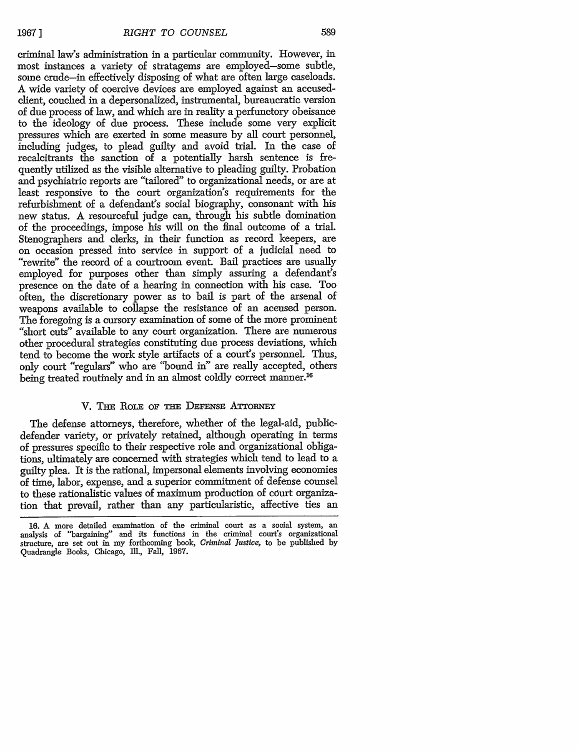criminal law's administration in a particular community. However, in most instances a variety of stratagems are employed—some subtle, some crude—in effectively disposing of what are often large caseloads. A wide variety of coercive devices are employed against an accused-client, couched in a depersonalized, instrumental, bureaucratic version of due process of law, and which are in reality a perfunctory obeisance to the ideology of due process. These include some very explicit pressures which are exerted in some measure by all court personnel, including judges, to plead guilty and avoid trial. In the case of recalcitrants the sanction of a potentially harsh sentence is frequently utilized as the visible alternative to pleading guilty. Probation and psychiatric reports are "tailored" to organizational needs, or are at least responsive to the court organization's requirements for the refurbishment of a defendant's social biography, consonant with his new status. A resourceful judge can, through his subtle domination of the proceedings, impose his will on the final outcome of a trial. Stenographers and clerks, in their function as record keepers, are on occasion pressed into service in support of a judicial need to "rewrite" the record of a courtroom event. Bail practices are usually employed for purposes other than simply assuring a defendant's presence on the date of a hearing in connection with his case. Too often, the discretionary power as to bail is part of the arsenal of weapons available to collapse the resistance of an accused person. The foregoing is a cursory examination of some of the more prominent "short cuts" available to any court organization. There are numerous other procedural strategies constituting due process deviations, which tend to become the work style artifacts of a court's personnel. Thus, only court "regulars" who are "bound in" are really accepted, others being treated routinely and in an almost coldly correct manner.[16]

## V. The Role of the Defense Attorney

The defense attorneys, therefore, whether of the legal-aid, public-defender variety, or privately retained, although operating in terms of pressures specific to their respective role and organizational obligations, ultimately are concerned with strategies which tend to lead to a guilty plea. It is the rational, impersonal elements involving economies of time, labor, expense, and a superior commitment of defense counsel to these rationalistic values of maximum production of court organization that prevail, rather than any particularistic, affective ties an

---

16. A more detailed examination of the criminal court as a social system, an analysis of "bargaining" and its functions in the criminal court's organizational structure, are set out in my forthcoming book, *Criminal Justice*, to be published by Quadrangle Books, Chicago, Ill., Fall, 1967.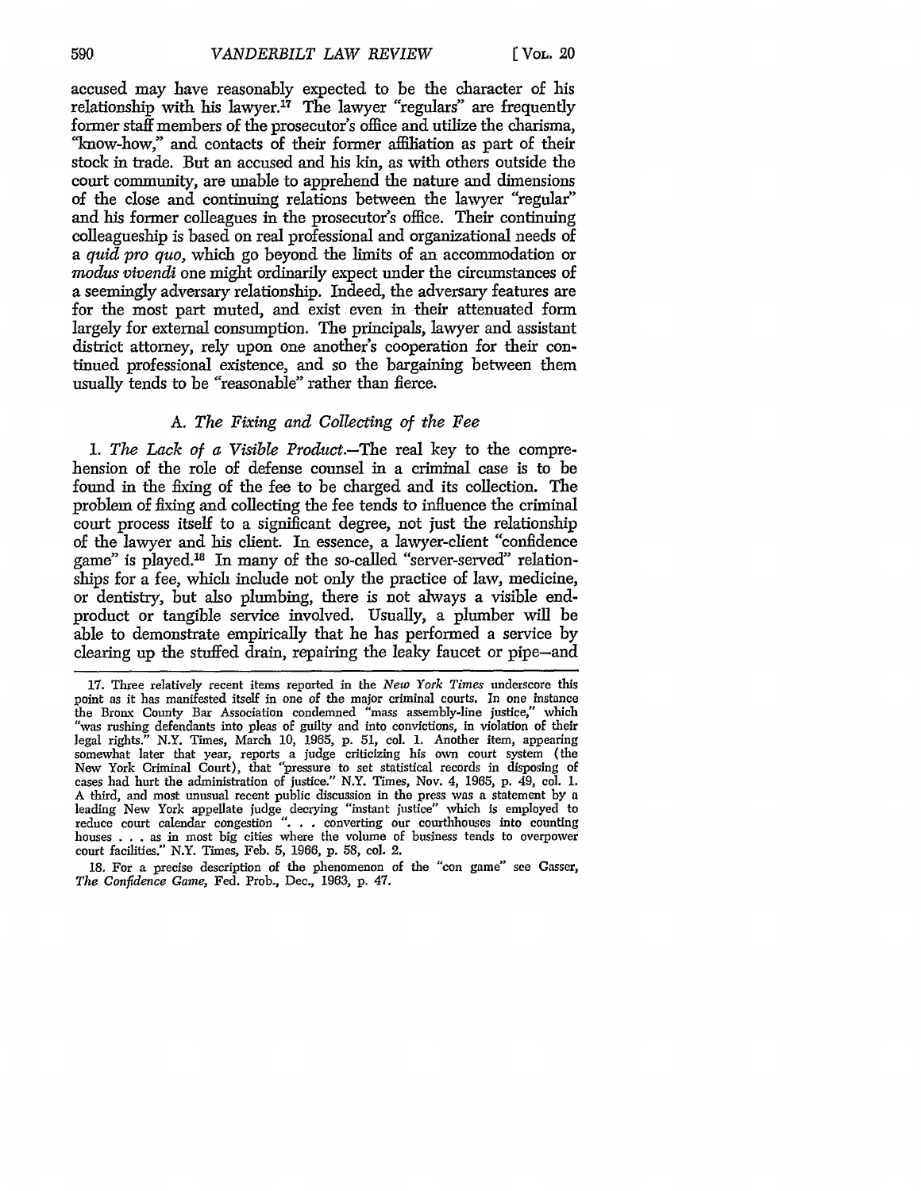accused may have reasonably expected to be the character of his relationship with his lawyer.[17] The lawyer "regulars" are frequently former staff members of the prosecutor's office and utilize the charisma, "know-how," and contacts of their former affiliation as part of their stock in trade. But an accused and his kin, as with others outside the court community, are unable to apprehend the nature and dimensions of the close and continuing relations between the lawyer "regular" and his former colleagues in the prosecutor's office. Their continuing colleagueship is based on real professional and organizational needs of a *quid pro quo*, which go beyond the limits of an accommodation or *modus vivendi* one might ordinarily expect under the circumstances of a seemingly adversary relationship. Indeed, the adversary features are for the most part muted, and exist even in their attenuated form largely for external consumption. The principals, lawyer and assistant district attorney, rely upon one another's cooperation for their continued professional existence, and so the bargaining between them usually tends to be "reasonable" rather than fierce.

### *A. The Fixing and Collecting of the Fee*

1. *The Lack of a Visible Product.*—The real key to the comprehension of the role of defense counsel in a criminal case is to be found in the fixing of the fee to be charged and its collection. The problem of fixing and collecting the fee tends to influence the criminal court process itself to a significant degree, not just the relationship of the lawyer and his client. In essence, a lawyer-client "confidence game" is played.[18] In many of the so-called "server-served" relationships for a fee, which include not only the practice of law, medicine, or dentistry, but also plumbing, there is not always a visible end-product or tangible service involved. Usually, a plumber will be able to demonstrate empirically that he has performed a service by clearing up the stuffed drain, repairing the leaky faucet or pipe—and

---

17. Three relatively recent items reported in the *New York Times* underscore this point as it has manifested itself in one of the major criminal courts. In one instance the Bronx County Bar Association condemned "mass assembly-line justice," which "was rushing defendants into pleas of guilty and into convictions, in violation of their legal rights." N.Y. Times, March 10, 1965, p. 51, col. 1. Another item, appearing somewhat later that year, reports a judge criticizing his own court system (the New York Criminal Court), that "pressure to set statistical records in disposing of cases had hurt the administration of justice." N.Y. Times, Nov. 4, 1965, p. 49, col. 1. A third, and most unusual recent public discussion in the press was a statement by a leading New York appellate judge decrying "instant justice" which is employed to reduce court calendar congestion ". . . converting our courthouses into counting houses . . . as in most big cities where the volume of business tends to overpower court facilities." N.Y. Times, Feb. 5, 1966, p. 58, col. 2.

18. For a precise description of the phenomenon of the "con game" see Gasser, *The Confidence Game*, Fed. Prob., Dec., 1963, p. 47.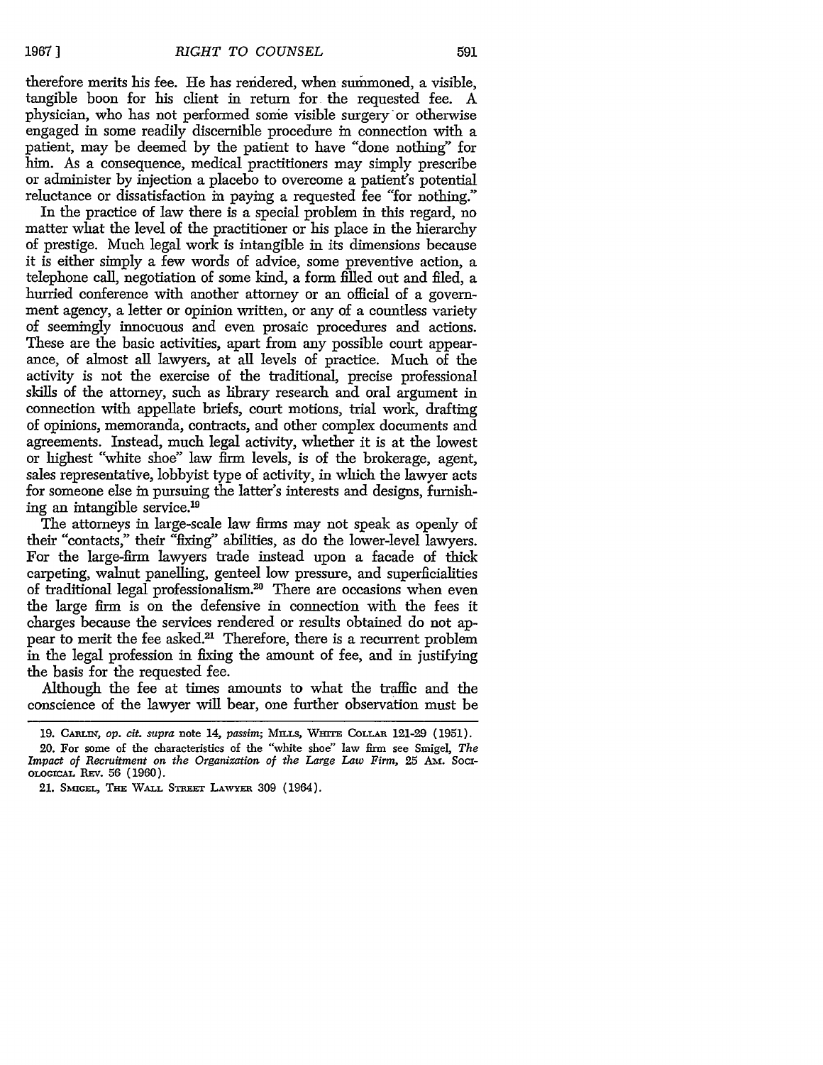therefore merits his fee. He has rendered, when summoned, a visible, tangible boon for his client in return for the requested fee. A physician, who has not performed some visible surgery or otherwise engaged in some readily discernible procedure in connection with a patient, may be deemed by the patient to have "done nothing" for him. As a consequence, medical practitioners may simply prescribe or administer by injection a placebo to overcome a patient's potential reluctance or dissatisfaction in paying a requested fee "for nothing."

In the practice of law there is a special problem in this regard, no matter what the level of the practitioner or his place in the hierarchy of prestige. Much legal work is intangible in its dimensions because it is either simply a few words of advice, some preventive action, a telephone call, negotiation of some kind, a form filled out and filed, a hurried conference with another attorney or an official of a government agency, a letter or opinion written, or any of a countless variety of seemingly innocuous and even prosaic procedures and actions. These are the basic activities, apart from any possible court appearance, of almost all lawyers, at all levels of practice. Much of the activity is not the exercise of the traditional, precise professional skills of the attorney, such as library research and oral argument in connection with appellate briefs, court motions, trial work, drafting of opinions, memoranda, contracts, and other complex documents and agreements. Instead, much legal activity, whether it is at the lowest or highest "white shoe" law firm levels, is of the brokerage, agent, sales representative, lobbyist type of activity, in which the lawyer acts for someone else in pursuing the latter's interests and designs, furnishing an intangible service.[19]

The attorneys in large-scale law firms may not speak as openly of their "contacts," their "fixing" abilities, as do the lower-level lawyers. For the large-firm lawyers trade instead upon a facade of thick carpeting, walnut panelling, genteel low pressure, and superficialities of traditional legal professionalism.[20] There are occasions when even the large firm is on the defensive in connection with the fees it charges because the services rendered or results obtained do not appear to merit the fee asked.[21] Therefore, there is a recurrent problem in the legal profession in fixing the amount of fee, and in justifying the basis for the requested fee.

Although the fee at times amounts to what the traffic and the conscience of the lawyer will bear, one further observation must be

---

19. Carlin, *op. cit. supra* note 14, *passim*; Mills, White Collar 121-29 (1951).

20. For some of the characteristics of the "white shoe" law firm see Smigel, *The Impact of Recruitment on the Organization of the Large Law Firm*, 25 Am. Sociological Rev. 56 (1960).

21. Smigel, The Wall Street Lawyer 309 (1964).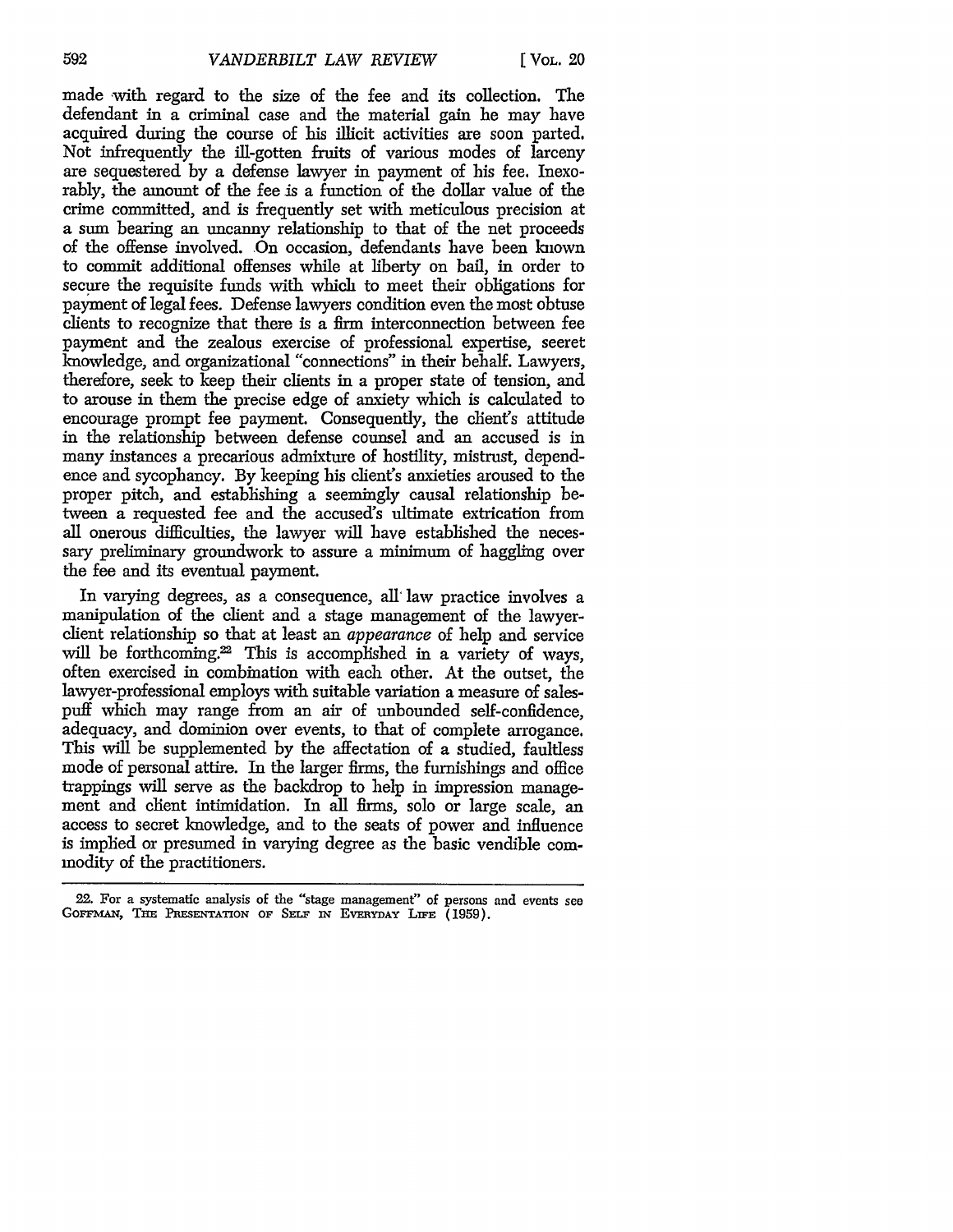made with regard to the size of the fee and its collection. The defendant in a criminal case and the material gain he may have acquired during the course of his illicit activities are soon parted. Not infrequently the ill-gotten fruits of various modes of larceny are sequestered by a defense lawyer in payment of his fee. Inexorably, the amount of the fee is a function of the dollar value of the crime committed, and is frequently set with meticulous precision at a sum bearing an uncanny relationship to that of the net proceeds of the offense involved. On occasion, defendants have been known to commit additional offenses while at liberty on bail, in order to secure the requisite funds with which to meet their obligations for payment of legal fees. Defense lawyers condition even the most obtuse clients to recognize that there is a firm interconnection between fee payment and the zealous exercise of professional expertise, secret knowledge, and organizational "connections" in their behalf. Lawyers, therefore, seek to keep their clients in a proper state of tension, and to arouse in them the precise edge of anxiety which is calculated to encourage prompt fee payment. Consequently, the client's attitude in the relationship between defense counsel and an accused is in many instances a precarious admixture of hostility, mistrust, dependence and sycophancy. By keeping his client's anxieties aroused to the proper pitch, and establishing a seemingly causal relationship between a requested fee and the accused's ultimate extrication from all onerous difficulties, the lawyer will have established the necessary preliminary groundwork to assure a minimum of haggling over the fee and its eventual payment.

In varying degrees, as a consequence, all law practice involves a manipulation of the client and a stage management of the lawyer-client relationship so that at least an *appearance* of help and service will be forthcoming.[22] This is accomplished in a variety of ways, often exercised in combination with each other. At the outset, the lawyer-professional employs with suitable variation a measure of sales-puff which may range from an air of unbounded self-confidence, adequacy, and dominion over events, to that of complete arrogance. This will be supplemented by the affectation of a studied, faultless mode of personal attire. In the larger firms, the furnishings and office trappings will serve as the backdrop to help in impression management and client intimidation. In all firms, solo or large scale, an access to secret knowledge, and to the seats of power and influence is implied or presumed in varying degree as the basic vendible commodity of the practitioners.

---

22. For a systematic analysis of the "stage management" of persons and events see GOFFMAN, THE PRESENTATION OF SELF IN EVERYDAY LIFE (1959).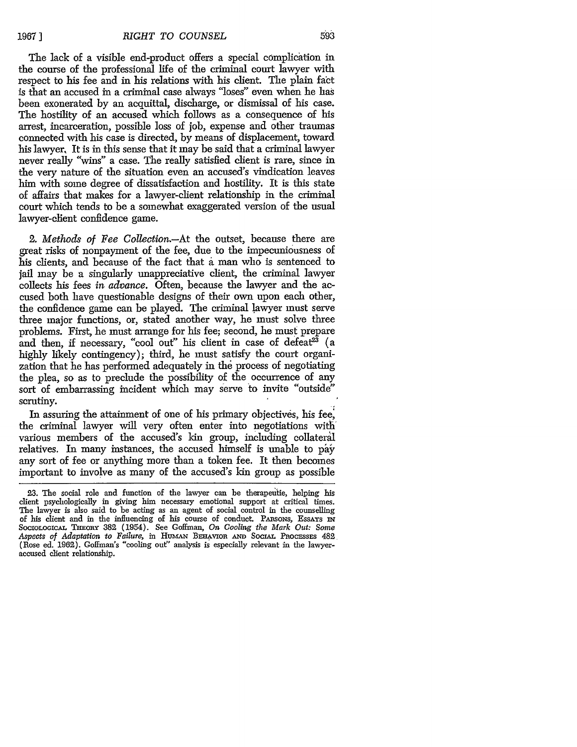The lack of a visible end-product offers a special complication in the course of the professional life of the criminal court lawyer with respect to his fee and in his relations with his client. The plain fact is that an accused in a criminal case always "loses" even when he has been exonerated by an acquittal, discharge, or dismissal of his case. The hostility of an accused which follows as a consequence of his arrest, incarceration, possible loss of job, expense and other traumas connected with his case is directed, by means of displacement, toward his lawyer. It is in this sense that it may be said that a criminal lawyer never really "wins" a case. The really satisfied client is rare, since in the very nature of the situation even an accused's vindication leaves him with some degree of dissatisfaction and hostility. It is this state of affairs that makes for a lawyer-client relationship in the criminal court which tends to be a somewhat exaggerated version of the usual lawyer-client confidence game.

2. *Methods of Fee Collection.*—At the outset, because there are great risks of nonpayment of the fee, due to the impecuniousness of his clients, and because of the fact that a man who is sentenced to jail may be a singularly unappreciative client, the criminal lawyer collects his fees *in advance*. Often, because the lawyer and the accused both have questionable designs of their own upon each other, the confidence game can be played. The criminal lawyer must serve three major functions, or, stated another way, he must solve three problems. First, he must arrange for his fee; second, he must prepare and then, if necessary, "cool out" his client in case of defeat[23] (a highly likely contingency); third, he must satisfy the court organization that he has performed adequately in the process of negotiating the plea, so as to preclude the possibility of the occurrence of any sort of embarrassing incident which may serve to invite "outside" scrutiny.

In assuring the attainment of one of his primary objectives, his fee, the criminal lawyer will very often enter into negotiations with various members of the accused's kin group, including collateral relatives. In many instances, the accused himself is unable to pay any sort of fee or anything more than a token fee. It then becomes important to involve as many of the accused's kin group as possible

---

23. The social role and function of the lawyer can be therapeutic, helping his client psychologically in giving him necessary emotional support at critical times. The lawyer is also said to be acting as an agent of social control in the counselling of his client and in the influencing of his course of conduct. PARSONS, ESSAYS IN SOCIOLOGICAL THEORY 382 (1954). See Goffman, *On Cooling the Mark Out: Some Aspects of Adaptation to Failure*, in HUMAN BEHAVIOR AND SOCIAL PROCESSES 482 (Rose ed. 1962). Goffman's "cooling out" analysis is especially relevant in the lawyer-accused client relationship.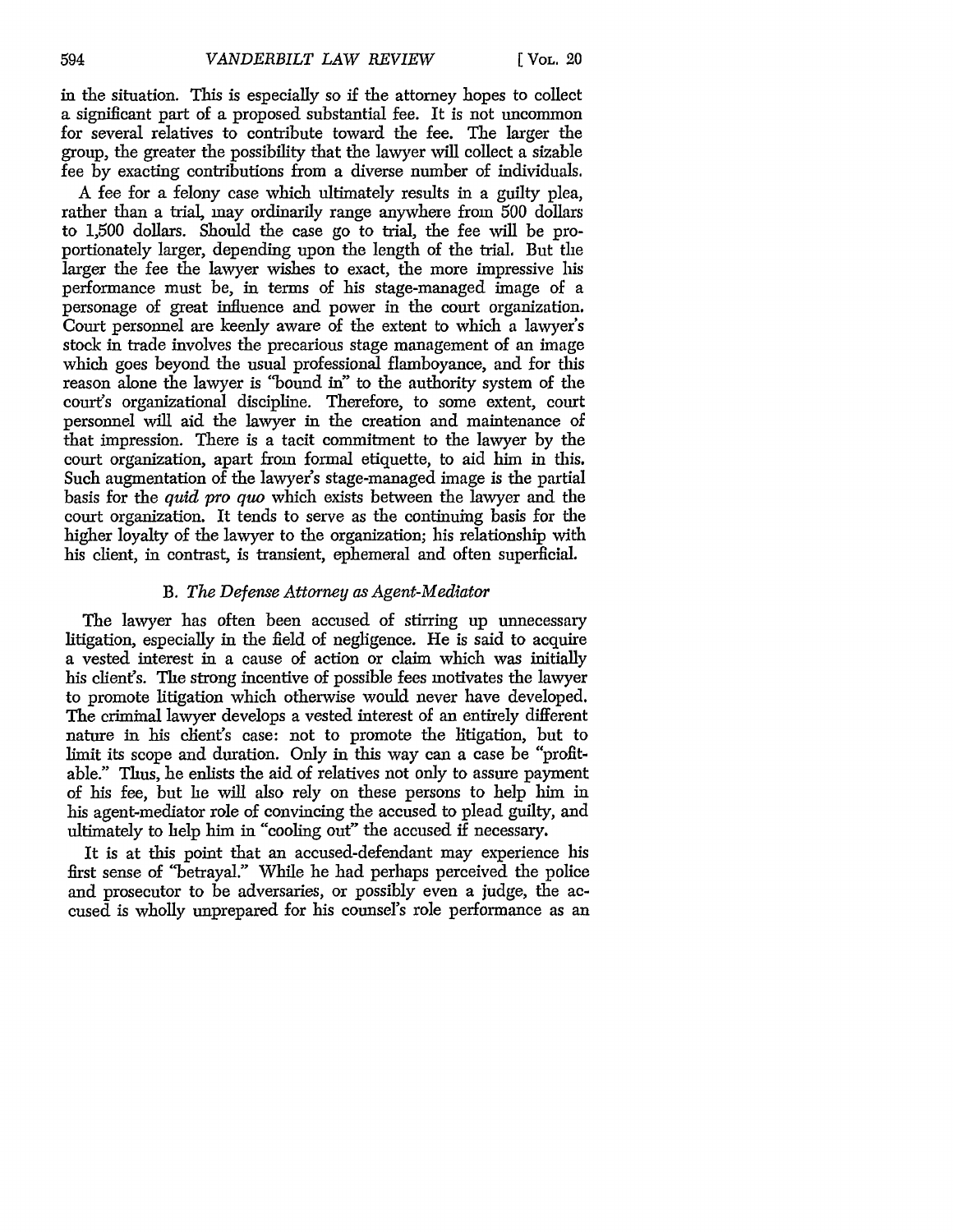in the situation. This is especially so if the attorney hopes to collect a significant part of a proposed substantial fee. It is not uncommon for several relatives to contribute toward the fee. The larger the group, the greater the possibility that the lawyer will collect a sizable fee by exacting contributions from a diverse number of individuals.

A fee for a felony case which ultimately results in a guilty plea, rather than a trial, may ordinarily range anywhere from 500 dollars to 1,500 dollars. Should the case go to trial, the fee will be proportionately larger, depending upon the length of the trial. But the larger the fee the lawyer wishes to exact, the more impressive his performance must be, in terms of his stage-managed image of a personage of great influence and power in the court organization. Court personnel are keenly aware of the extent to which a lawyer's stock in trade involves the precarious stage management of an image which goes beyond the usual professional flamboyance, and for this reason alone the lawyer is "bound in" to the authority system of the court's organizational discipline. Therefore, to some extent, court personnel will aid the lawyer in the creation and maintenance of that impression. There is a tacit commitment to the lawyer by the court organization, apart from formal etiquette, to aid him in this. Such augmentation of the lawyer's stage-managed image is the partial basis for the *quid pro quo* which exists between the lawyer and the court organization. It tends to serve as the continuing basis for the higher loyalty of the lawyer to the organization; his relationship with his client, in contrast, is transient, ephemeral and often superficial.

### B. *The Defense Attorney as Agent-Mediator*

The lawyer has often been accused of stirring up unnecessary litigation, especially in the field of negligence. He is said to acquire a vested interest in a cause of action or claim which was initially his client's. The strong incentive of possible fees motivates the lawyer to promote litigation which otherwise would never have developed. The criminal lawyer develops a vested interest of an entirely different nature in his client's case: not to promote the litigation, but to limit its scope and duration. Only in this way can a case be "profitable." Thus, he enlists the aid of relatives not only to assure payment of his fee, but he will also rely on these persons to help him in his agent-mediator role of convincing the accused to plead guilty, and ultimately to help him in "cooling out" the accused if necessary.

It is at this point that an accused-defendant may experience his first sense of "betrayal." While he had perhaps perceived the police and prosecutor to be adversaries, or possibly even a judge, the accused is wholly unprepared for his counsel's role performance as an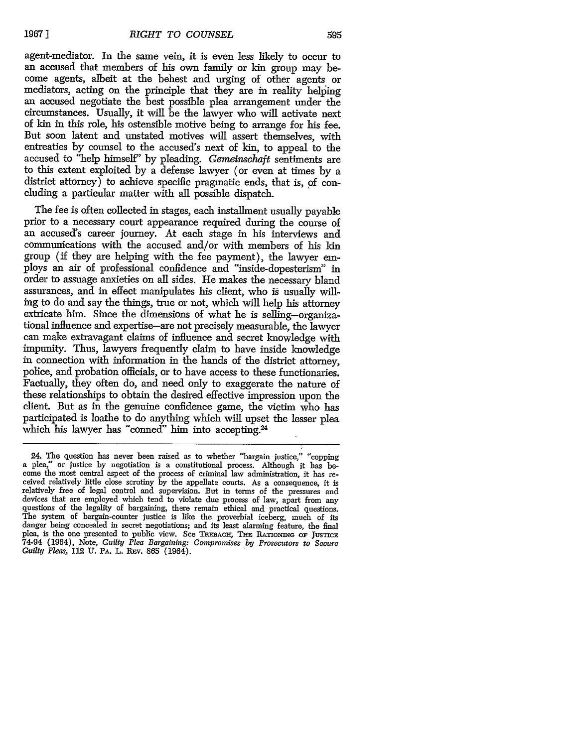agent-mediator. In the same vein, it is even less likely to occur to an accused that members of his own family or kin group may become agents, albeit at the behest and urging of other agents or mediators, acting on the principle that they are in reality helping an accused negotiate the best possible plea arrangement under the circumstances. Usually, it will be the lawyer who will activate next of kin in this role, his ostensible motive being to arrange for his fee. But soon latent and unstated motives will assert themselves, with entreaties by counsel to the accused's next of kin, to appeal to the accused to "help himself" by pleading. *Gemeinschaft* sentiments are to this extent exploited by a defense lawyer (or even at times by a district attorney) to achieve specific pragmatic ends, that is, of concluding a particular matter with all possible dispatch.

The fee is often collected in stages, each installment usually payable prior to a necessary court appearance required during the course of an accused's career journey. At each stage in his interviews and communications with the accused and/or with members of his kin group (if they are helping with the fee payment), the lawyer employs an air of professional confidence and "inside-dopesterism" in order to assuage anxieties on all sides. He makes the necessary bland assurances, and in effect manipulates his client, who is usually willing to do and say the things, true or not, which will help his attorney extricate him. Since the dimensions of what he is selling—organizational influence and expertise—are not precisely measurable, the lawyer can make extravagant claims of influence and secret knowledge with impunity. Thus, lawyers frequently claim to have inside knowledge in connection with information in the hands of the district attorney, police, and probation officials, or to have access to these functionaries. Factually, they often do, and need only to exaggerate the nature of these relationships to obtain the desired effective impression upon the client. But as in the genuine confidence game, the victim who has participated is loathe to do anything which will upset the lesser plea which his lawyer has "conned" him into accepting.[24]

---

24. The question has never been raised as to whether "bargain justice," "copping a plea," or justice by negotiation is a constitutional process. Although it has become the most central aspect of the process of criminal law administration, it has received relatively little close scrutiny by the appellate courts. As a consequence, it is relatively free of legal control and supervision. But in terms of the pressures and devices that are employed which tend to violate due process of law, apart from any questions of the legality of bargaining, there remain ethical and practical questions. The system of bargain-counter justice is like the proverbial iceberg, much of its danger being concealed in secret negotiations; and its least alarming feature, the final plea, is the one presented to public view. See TREBACH, THE RATIONING OF JUSTICE 74-94 (1964), Note, *Guilty Plea Bargaining: Compromises by Prosecutors to Secure Guilty Pleas*, 112 U. PA. L. REV. 865 (1964).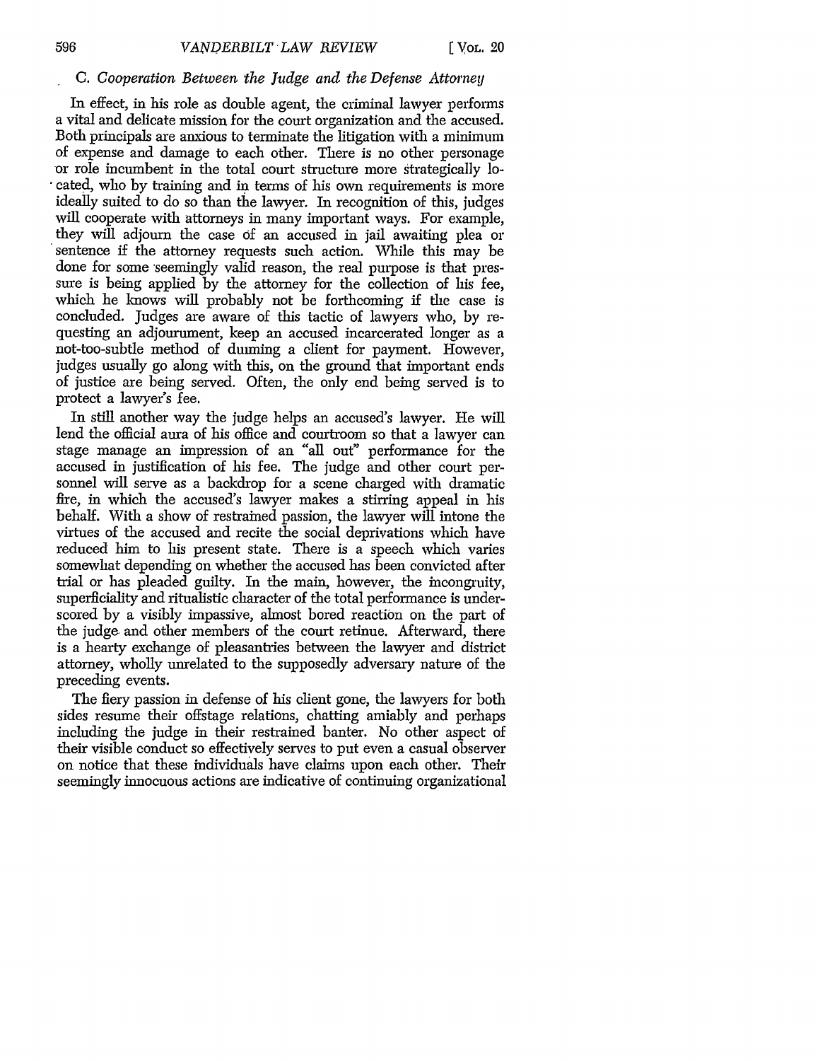### C. *Cooperation Between the Judge and the Defense Attorney*

In effect, in his role as double agent, the criminal lawyer performs a vital and delicate mission for the court organization and the accused. Both principals are anxious to terminate the litigation with a minimum of expense and damage to each other. There is no other personage or role incumbent in the total court structure more strategically located, who by training and in terms of his own requirements is more ideally suited to do so than the lawyer. In recognition of this, judges will cooperate with attorneys in many important ways. For example, they will adjourn the case of an accused in jail awaiting plea or sentence if the attorney requests such action. While this may be done for some seemingly valid reason, the real purpose is that pressure is being applied by the attorney for the collection of his fee, which he knows will probably not be forthcoming if the case is concluded. Judges are aware of this tactic of lawyers who, by requesting an adjournment, keep an accused incarcerated longer as a not-too-subtle method of dunning a client for payment. However, judges usually go along with this, on the ground that important ends of justice are being served. Often, the only end being served is to protect a lawyer's fee.

In still another way the judge helps an accused's lawyer. He will lend the official aura of his office and courtroom so that a lawyer can stage manage an impression of an "all out" performance for the accused in justification of his fee. The judge and other court personnel will serve as a backdrop for a scene charged with dramatic fire, in which the accused's lawyer makes a stirring appeal in his behalf. With a show of restrained passion, the lawyer will intone the virtues of the accused and recite the social deprivations which have reduced him to his present state. There is a speech which varies somewhat depending on whether the accused has been convicted after trial or has pleaded guilty. In the main, however, the incongruity, superficiality and ritualistic character of the total performance is underscored by a visibly impassive, almost bored reaction on the part of the judge and other members of the court retinue. Afterward, there is a hearty exchange of pleasantries between the lawyer and district attorney, wholly unrelated to the supposedly adversary nature of the preceding events.

The fiery passion in defense of his client gone, the lawyers for both sides resume their offstage relations, chatting amiably and perhaps including the judge in their restrained banter. No other aspect of their visible conduct so effectively serves to put even a casual observer on notice that these individuals have claims upon each other. Their seemingly innocuous actions are indicative of continuing organizational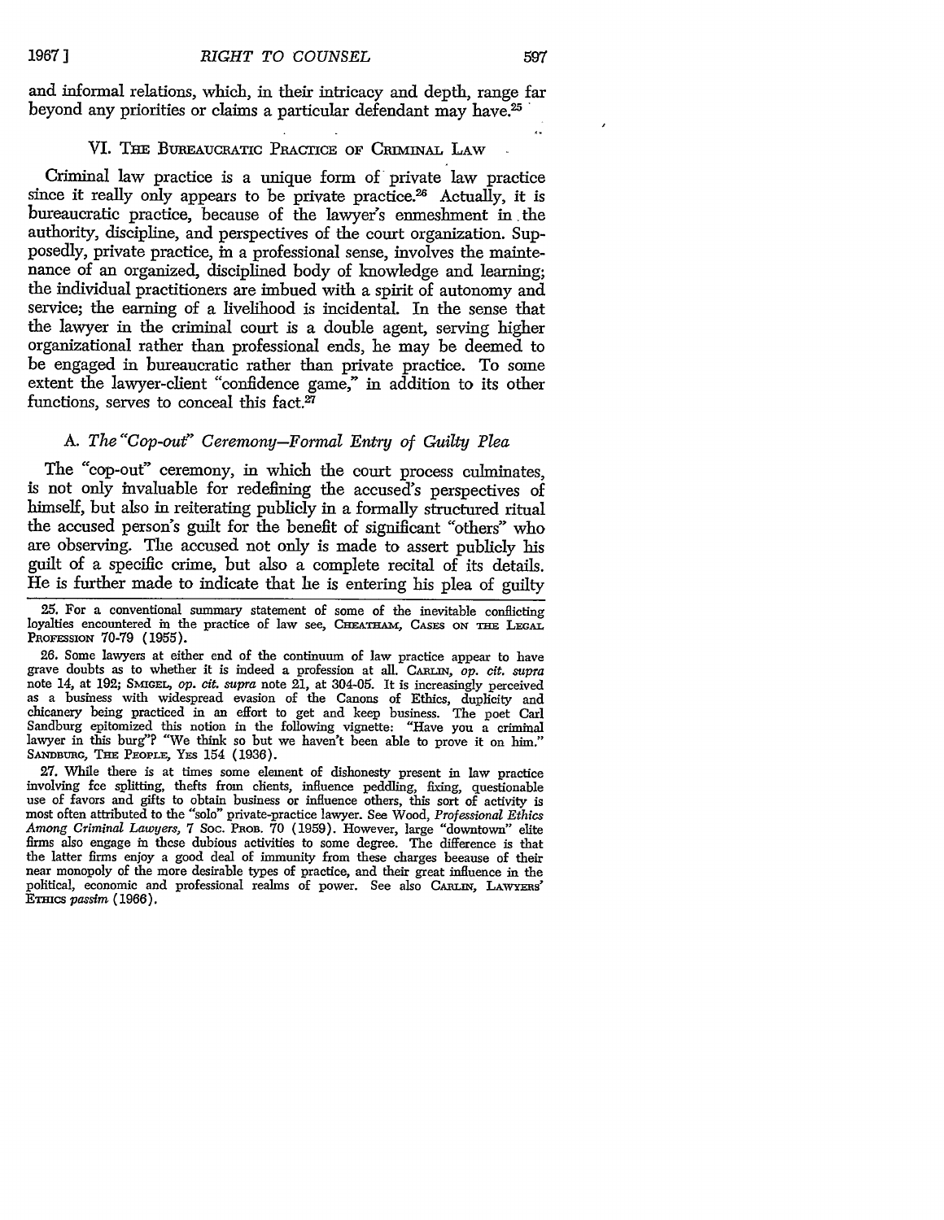and informal relations, which, in their intricacy and depth, range far beyond any priorities or claims a particular defendant may have.[25]

## VI. The Bureaucratic Practice of Criminal Law

Criminal law practice is a unique form of private law practice since it really only appears to be private practice.[26] Actually, it is bureaucratic practice, because of the lawyer's enmeshment in the authority, discipline, and perspectives of the court organization. Supposedly, private practice, in a professional sense, involves the maintenance of an organized, disciplined body of knowledge and learning; the individual practitioners are imbued with a spirit of autonomy and service; the earning of a livelihood is incidental. In the sense that the lawyer in the criminal court is a double agent, serving higher organizational rather than professional ends, he may be deemed to be engaged in bureaucratic rather than private practice. To some extent the lawyer-client "confidence game," in addition to its other functions, serves to conceal this fact.[27]

### A. *The "Cop-out" Ceremony—Formal Entry of Guilty Plea*

The "cop-out" ceremony, in which the court process culminates, is not only invaluable for redefining the accused's perspectives of himself, but also in reiterating publicly in a formally structured ritual the accused person's guilt for the benefit of significant "others" who are observing. The accused not only is made to assert publicly his guilt of a specific crime, but also a complete recital of its details. He is further made to indicate that he is entering his plea of guilty

---

25. For a conventional summary statement of some of the inevitable conflicting loyalties encountered in the practice of law see, Cheatham, Cases on the Legal Profession 70-79 (1955).

26. Some lawyers at either end of the continuum of law practice appear to have grave doubts as to whether it is indeed a profession at all. Carlin, *op. cit. supra* note 14, at 192; Smigel, *op. cit. supra* note 21, at 304-05. It is increasingly perceived as a business with widespread evasion of the Canons of Ethics, duplicity and chicanery being practiced in an effort to get and keep business. The poet Carl Sandburg epitomized this notion in the following vignette: "Have you a criminal lawyer in this burg"? "We think so but we haven't been able to prove it on him." Sandburg, The People, Yes 154 (1936).

27. While there is at times some element of dishonesty present in law practice involving fee splitting, thefts from clients, influence peddling, fixing, questionable use of favors and gifts to obtain business or influence others, this sort of activity is most often attributed to the "solo" private-practice lawyer. See Wood, *Professional Ethics Among Criminal Lawyers*, 7 Soc. Prob. 70 (1959). However, large "downtown" elite firms also engage in these dubious activities to some degree. The difference is that the latter firms enjoy a good deal of immunity from these charges because of their near monopoly of the more desirable types of practice, and their great influence in the political, economic and professional realms of power. See also Carlin, Lawyers' Ethics *passim* (1966).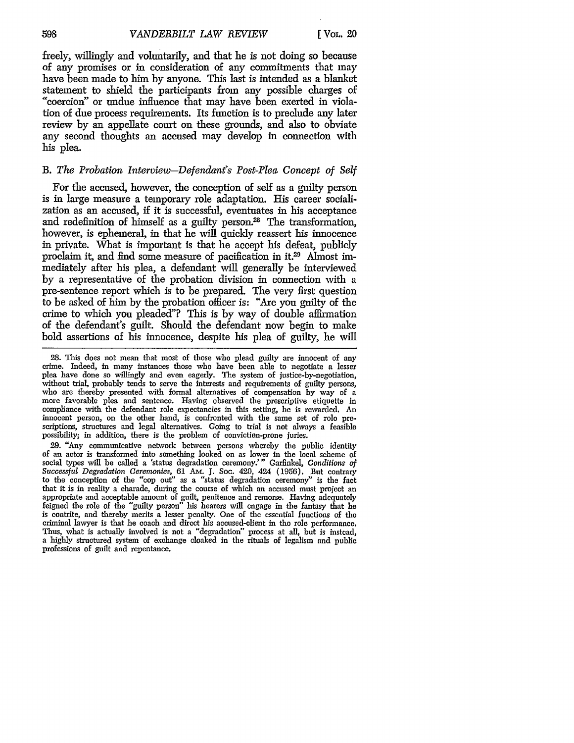freely, willingly and voluntarily, and that he is not doing so because of any promises or in consideration of any commitments that may have been made to him by anyone. This last is intended as a blanket statement to shield the participants from any possible charges of "coercion" or undue influence that may have been exerted in violation of due process requirements. Its function is to preclude any later review by an appellate court on these grounds, and also to obviate any second thoughts an accused may develop in connection with his plea.

### B. *The Probation Interview—Defendant's Post-Plea Concept of Self*

For the accused, however, the conception of self as a guilty person is in large measure a temporary role adaptation. His career socialization as an accused, if it is successful, eventuates in his acceptance and redefinition of himself as a guilty person.[28] The transformation, however, is ephemeral, in that he will quickly reassert his innocence in private. What is important is that he accept his defeat, publicly proclaim it, and find some measure of pacification in it.[29] Almost immediately after his plea, a defendant will generally be interviewed by a representative of the probation division in connection with a pre-sentence report which is to be prepared. The very first question to be asked of him by the probation officer is: "Are you guilty of the crime to which you pleaded"? This is by way of double affirmation of the defendant's guilt. Should the defendant now begin to make bold assertions of his innocence, despite his plea of guilty, he will

---

28. This does not mean that most of those who plead guilty are innocent of any crime. Indeed, in many instances those who have been able to negotiate a lesser plea have done so willingly and even eagerly. The system of justice-by-negotiation, without trial, probably tends to serve the interests and requirements of guilty persons, who are thereby presented with formal alternatives of compensation by way of a more favorable plea and sentence. Having observed the prescriptive etiquette in compliance with the defendant role expectancies in this setting, he is rewarded. An innocent person, on the other hand, is confronted with the same set of role prescriptions, structures and legal alternatives. Going to trial is not always a feasible possibility; in addition, there is the problem of conviction-prone juries.

29. "Any communicative network between persons whereby the public identity of an actor is transformed into something looked on as lower in the local scheme of social types will be called a 'status degradation ceremony.'" Garfinkel, *Conditions of Successful Degradation Ceremonies*, 61 Am. J. Soc. 420, 424 (1956). But contrary to the conception of the "cop out" as a "status degradation ceremony" is the fact that it is in reality a charade, during the course of which an accused must project an appropriate and acceptable amount of guilt, penitence and remorse. Having adequately feigned the role of the "guilty person" his hearers will engage in the fantasy that he is contrite, and thereby merits a lesser penalty. One of the essential functions of the criminal lawyer is that he coach and direct his accused-client in the role performance. Thus, what is actually involved is not a "degradation" process at all, but is instead, a highly structured system of exchange cloaked in the rituals of legalism and public professions of guilt and repentance.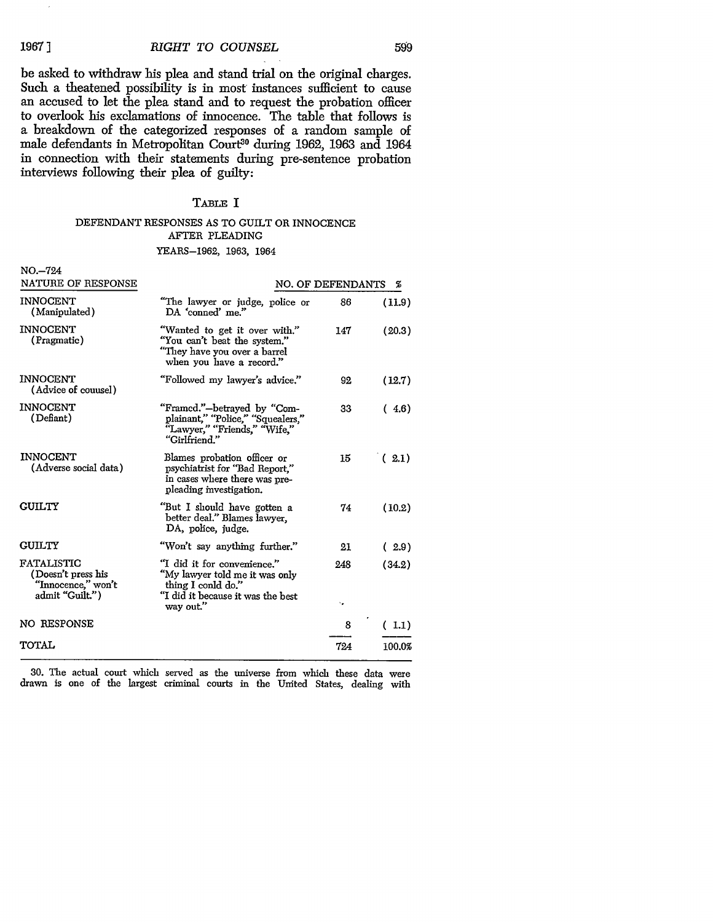be asked to withdraw his plea and stand trial on the original charges. Such a theatened possibility is in most instances sufficient to cause an accused to let the plea stand and to request the probation officer to overlook his exclamations of innocence. The table that follows is a breakdown of the categorized responses of a random sample of male defendants in Metropolitan Court[30] during 1962, 1963 and 1964 in connection with their statements during pre-sentence probation interviews following their plea of guilty:

TABLE I

DEFENDANT RESPONSES AS TO GUILT OR INNOCENCE AFTER PLEADING

YEARS—1962, 1963, 1964

NO.—724

| NATURE OF RESPONSE | | NO. OF DEFENDANTS | % |
|---|---|---|---|
| INNOCENT (Manipulated) | "The lawyer or judge, police or DA 'conned' me." | 86 | (11.9) |
| INNOCENT (Pragmatic) | "Wanted to get it over with." "You can't beat the system." "They have you over a barrel when you have a record." | 147 | (20.3) |
| INNOCENT (Advice of counsel) | "Followed my lawyer's advice." | 92 | (12.7) |
| INNOCENT (Defiant) | "Framed."—betrayed by "Complainant," "Police," "Squealers," "Lawyer," "Friends," "Wife," "Girlfriend." | 33 | ( 4.6) |
| INNOCENT (Adverse social data) | Blames probation officer or psychiatrist for "Bad Report," in cases where there was pre-pleading investigation. | 15 | ( 2.1) |
| GUILTY | "But I should have gotten a better deal." Blames lawyer, DA, police, judge. | 74 | (10.2) |
| GUILTY | "Won't say anything further." | 21 | ( 2.9) |
| FATALISTIC (Doesn't press his "Innocence," won't admit "Guilt.") | "I did it for convenience." "My lawyer told me it was only thing I could do." "I did it because it was the best way out." | 248 | (34.2) |
| NO RESPONSE | | 8 | ( 1.1) |
| TOTAL | | 724 | 100.0% |

30. The actual court which served as the universe from which these data were drawn is one of the largest criminal courts in the United States, dealing with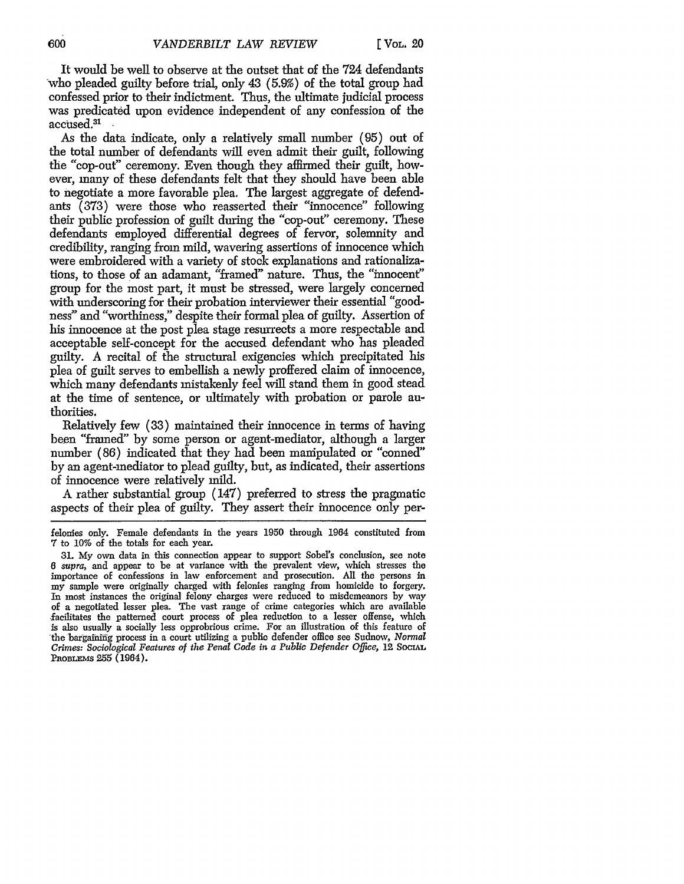It would be well to observe at the outset that of the 724 defendants who pleaded guilty before trial, only 43 (5.9%) of the total group had confessed prior to their indictment. Thus, the ultimate judicial process was predicated upon evidence independent of any confession of the accused.[31]

As the data indicate, only a relatively small number (95) out of the total number of defendants will even admit their guilt, following the "cop-out" ceremony. Even though they affirmed their guilt, however, many of these defendants felt that they should have been able to negotiate a more favorable plea. The largest aggregate of defendants (373) were those who reasserted their "innocence" following their public profession of guilt during the "cop-out" ceremony. These defendants employed differential degrees of fervor, solemnity and credibility, ranging from mild, wavering assertions of innocence which were embroidered with a variety of stock explanations and rationalizations, to those of an adamant, "framed" nature. Thus, the "innocent" group for the most part, it must be stressed, were largely concerned with underscoring for their probation interviewer their essential "goodness" and "worthiness," despite their formal plea of guilty. Assertion of his innocence at the post plea stage resurrects a more respectable and acceptable self-concept for the accused defendant who has pleaded guilty. A recital of the structural exigencies which precipitated his plea of guilt serves to embellish a newly proffered claim of innocence, which many defendants mistakenly feel will stand them in good stead at the time of sentence, or ultimately with probation or parole authorities.

Relatively few (33) maintained their innocence in terms of having been "framed" by some person or agent-mediator, although a larger number (86) indicated that they had been manipulated or "conned" by an agent-mediator to plead guilty, but, as indicated, their assertions of innocence were relatively mild.

A rather substantial group (147) preferred to stress the pragmatic aspects of their plea of guilty. They assert their innocence only per-

---

felonies only. Female defendants in the years 1950 through 1964 constituted from 7 to 10% of the totals for each year.

31. My own data in this connection appear to support Sobel's conclusion, see note 6 *supra*, and appear to be at variance with the prevalent view, which stresses the importance of confessions in law enforcement and prosecution. All the persons in my sample were originally charged with felonies ranging from homicide to forgery. In most instances the original felony charges were reduced to misdemeanors by way of a negotiated lesser plea. The vast range of crime categories which are available facilitates the patterned court process of plea reduction to a lesser offense, which is also usually a socially less opprobrious crime. For an illustration of this feature of the bargaining process in a court utilizing a public defender office see Sudnow, *Normal Crimes: Sociological Features of the Penal Code in a Public Defender Office*, 12 SOCIAL PROBLEMS 255 (1964).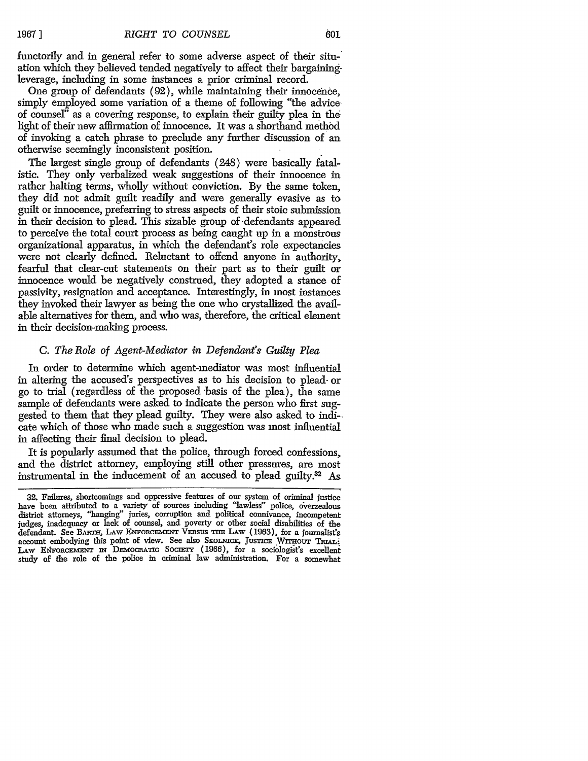functorily and in general refer to some adverse aspect of their situation which they believed tended negatively to affect their bargaining leverage, including in some instances a prior criminal record.

One group of defendants (92), while maintaining their innocence, simply employed some variation of a theme of following "the advice of counsel" as a covering response, to explain their guilty plea in the light of their new affirmation of innocence. It was a shorthand method of invoking a catch phrase to preclude any further discussion of an otherwise seemingly inconsistent position.

The largest single group of defendants (248) were basically fatalistic. They only verbalized weak suggestions of their innocence in rather halting terms, wholly without conviction. By the same token, they did not admit guilt readily and were generally evasive as to guilt or innocence, preferring to stress aspects of their stoic submission in their decision to plead. This sizable group of defendants appeared to perceive the total court process as being caught up in a monstrous organizational apparatus, in which the defendant's role expectancies were not clearly defined. Reluctant to offend anyone in authority, fearful that clear-cut statements on their part as to their guilt or innocence would be negatively construed, they adopted a stance of passivity, resignation and acceptance. Interestingly, in most instances they invoked their lawyer as being the one who crystallized the available alternatives for them, and who was, therefore, the critical element in their decision-making process.

### C. *The Role of Agent-Mediator in Defendant's Guilty Plea*

In order to determine which agent-mediator was most influential in altering the accused's perspectives as to his decision to plead or go to trial (regardless of the proposed basis of the plea), the same sample of defendants were asked to indicate the person who first suggested to them that they plead guilty. They were also asked to indicate which of those who made such a suggestion was most influential in affecting their final decision to plead.

It is popularly assumed that the police, through forced confessions, and the district attorney, employing still other pressures, are most instrumental in the inducement of an accused to plead guilty.[32] As

---

32. Failures, shortcomings and oppressive features of our system of criminal justice have been attributed to a variety of sources including "lawless" police, overzealous district attorneys, "hanging" juries, corruption and political connivance, incompetent judges, inadequacy or lack of counsel, and poverty or other social disabilities of the defendant. See BARTH, LAW ENFORCEMENT VERSUS THE LAW (1963), for a journalist's account embodying this point of view. See also SKOLNICK, JUSTICE WITHOUT TRIAL: LAW ENFORCEMENT IN DEMOCRATIC SOCIETY (1966), for a sociologist's excellent study of the role of the police in criminal law administration. For a somewhat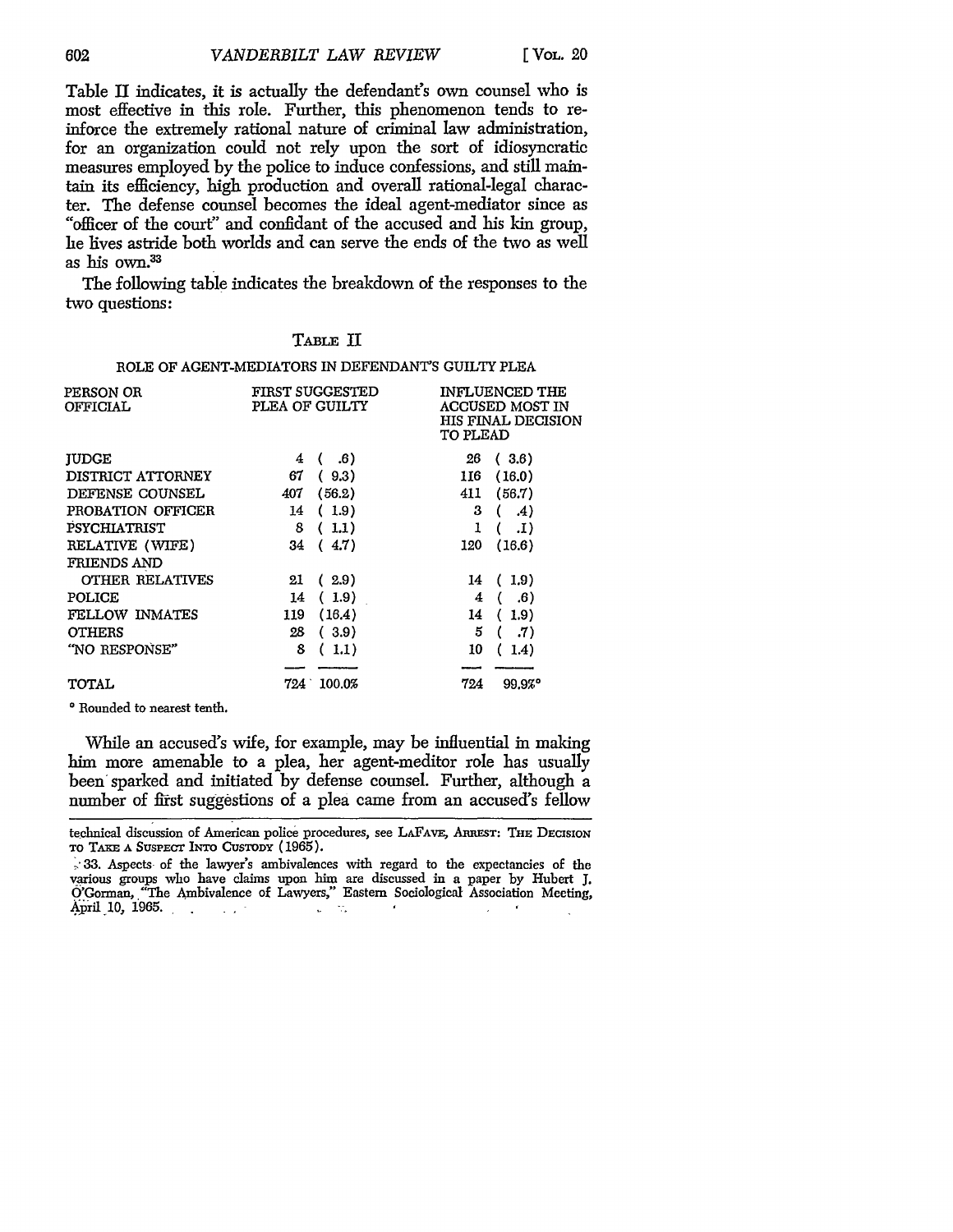Table II indicates, it is actually the defendant's own counsel who is most effective in this role. Further, this phenomenon tends to reinforce the extremely rational nature of criminal law administration, for an organization could not rely upon the sort of idiosyncratic measures employed by the police to induce confessions, and still maintain its efficiency, high production and overall rational-legal character. The defense counsel becomes the ideal agent-mediator since as "officer of the court" and confidant of the accused and his kin group, he lives astride both worlds and can serve the ends of the two as well as his own.[33]

The following table indicates the breakdown of the responses to the two questions:

TABLE II

ROLE OF AGENT-MEDIATORS IN DEFENDANT'S GUILTY PLEA

| PERSON OR OFFICIAL | FIRST SUGGESTED PLEA OF GUILTY | | INFLUENCED THE ACCUSED MOST IN HIS FINAL DECISION TO PLEAD | |
|---|---|---|---|---|
| JUDGE | 4 | ( .6) | 26 | ( 3.6) |
| DISTRICT ATTORNEY | 67 | ( 9.3) | 116 | (16.0) |
| DEFENSE COUNSEL | 407 | (56.2) | 411 | (56.7) |
| PROBATION OFFICER | 14 | ( 1.9) | 3 | ( .4) |
| PSYCHIATRIST | 8 | ( 1.1) | 1 | ( .1) |
| RELATIVE (WIFE) | 34 | ( 4.7) | 120 | (16.6) |
| FRIENDS AND OTHER RELATIVES | 21 | ( 2.9) | 14 | ( 1.9) |
| POLICE | 14 | ( 1.9) | 4 | ( .6) |
| FELLOW INMATES | 119 | (16.4) | 14 | ( 1.9) |
| OTHERS | 28 | ( 3.9) | 5 | ( .7) |
| "NO RESPONSE" | 8 | ( 1.1) | 10 | ( 1.4) |
| TOTAL | 724 | 100.0% | 724 | 99.9%° |

° Rounded to nearest tenth.

While an accused's wife, for example, may be influential in making him more amenable to a plea, her agent-meditor role has usually been sparked and initiated by defense counsel. Further, although a number of first suggestions of a plea came from an accused's fellow

technical discussion of American police procedures, see LAFAVE, ARREST: THE DECISION TO TAKE A SUSPECT INTO CUSTODY (1965).

33. Aspects of the lawyer's ambivalences with regard to the expectancies of the various groups who have claims upon him are discussed in a paper by Hubert J. O'Gorman, "The Ambivalence of Lawyers," Eastern Sociological Association Meeting, April 10, 1965.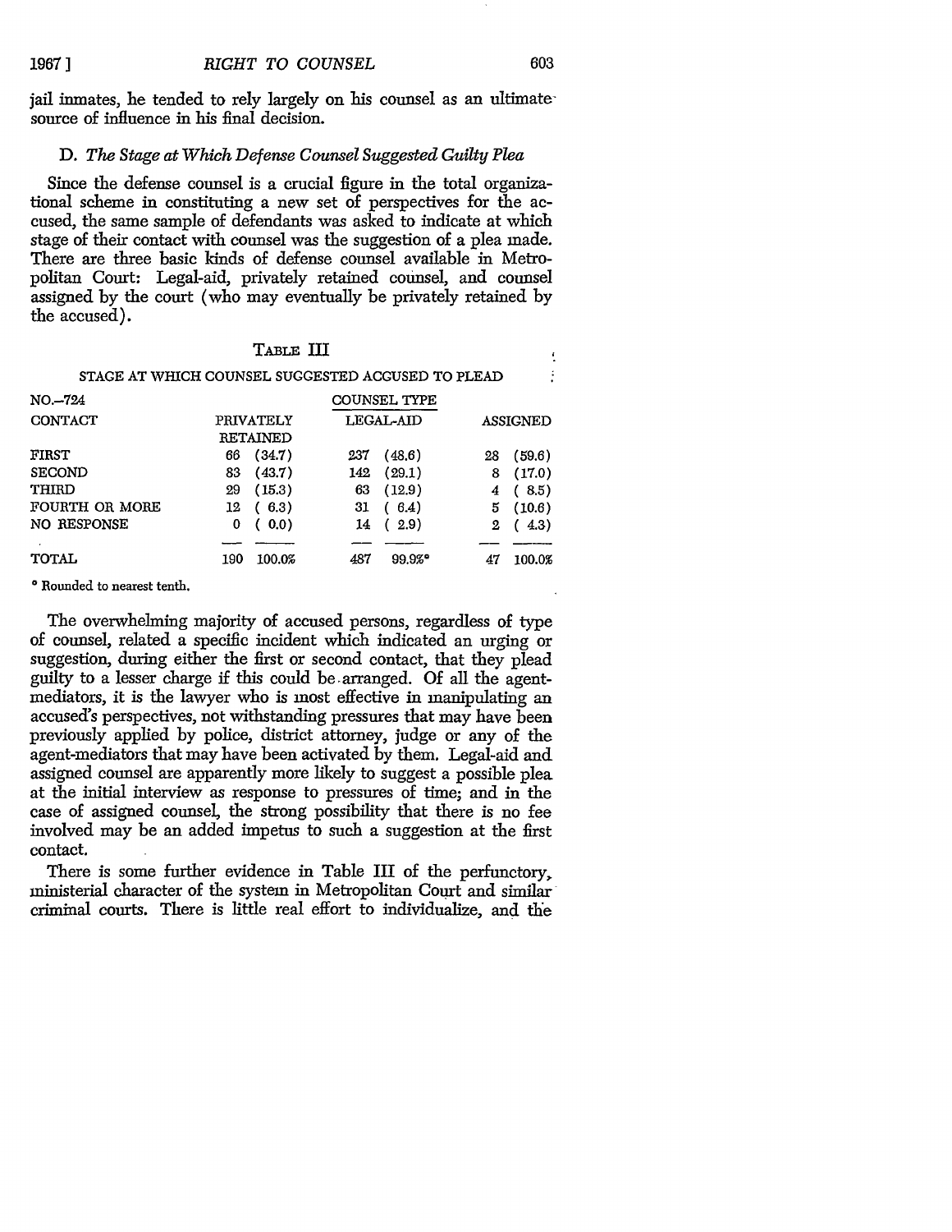jail inmates, he tended to rely largely on his counsel as an ultimate source of influence in his final decision.

### D. *The Stage at Which Defense Counsel Suggested Guilty Plea*

Since the defense counsel is a crucial figure in the total organizational scheme in constituting a new set of perspectives for the accused, the same sample of defendants was asked to indicate at which stage of their contact with counsel was the suggestion of a plea made. There are three basic kinds of defense counsel available in Metropolitan Court: Legal-aid, privately retained counsel, and counsel assigned by the court (who may eventually be privately retained by the accused).

TABLE III

STAGE AT WHICH COUNSEL SUGGESTED ACCUSED TO PLEAD

| NO.–724 | COUNSEL TYPE | | | | | |
|---|---|---|---|---|---|---|
| CONTACT | PRIVATELY RETAINED | | LEGAL-AID | | ASSIGNED | |
| FIRST | 66 | (34.7) | 237 | (48.6) | 28 | (59.6) |
| SECOND | 83 | (43.7) | 142 | (29.1) | 8 | (17.0) |
| THIRD | 29 | (15.3) | 63 | (12.9) | 4 | ( 8.5) |
| FOURTH OR MORE | 12 | ( 6.3) | 31 | ( 6.4) | 5 | (10.6) |
| NO RESPONSE | 0 | ( 0.0) | 14 | ( 2.9) | 2 | ( 4.3) |
| TOTAL | 190 | 100.0% | 487 | 99.9%* | 47 | 100.0% |

\* Rounded to nearest tenth.

The overwhelming majority of accused persons, regardless of type of counsel, related a specific incident which indicated an urging or suggestion, during either the first or second contact, that they plead guilty to a lesser charge if this could be arranged. Of all the agent-mediators, it is the lawyer who is most effective in manipulating an accused's perspectives, not withstanding pressures that may have been previously applied by police, district attorney, judge or any of the agent-mediators that may have been activated by them. Legal-aid and assigned counsel are apparently more likely to suggest a possible plea at the initial interview as response to pressures of time; and in the case of assigned counsel, the strong possibility that there is no fee involved may be an added impetus to such a suggestion at the first contact.

There is some further evidence in Table III of the perfunctory, ministerial character of the system in Metropolitan Court and similar criminal courts. There is little real effort to individualize, and the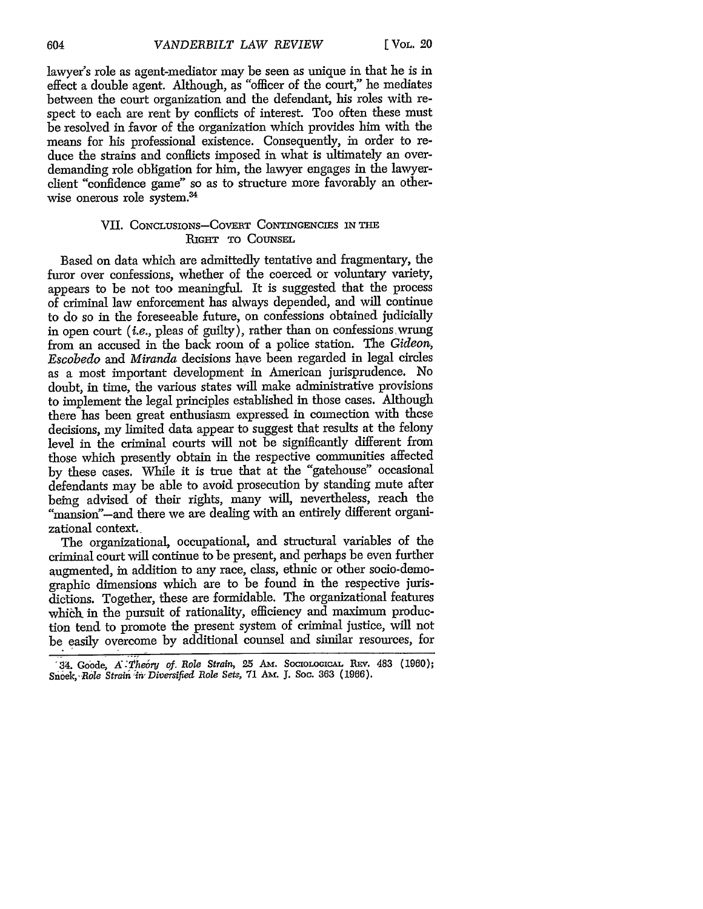lawyer's role as agent-mediator may be seen as unique in that he is in effect a double agent. Although, as "officer of the court," he mediates between the court organization and the defendant, his roles with respect to each are rent by conflicts of interest. Too often these must be resolved in favor of the organization which provides him with the means for his professional existence. Consequently, in order to reduce the strains and conflicts imposed in what is ultimately an over-demanding role obligation for him, the lawyer engages in the lawyer-client "confidence game" so as to structure more favorably an otherwise onerous role system.[34]

## VII. Conclusions—Covert Contingencies in the Right to Counsel

Based on data which are admittedly tentative and fragmentary, the furor over confessions, whether of the coerced or voluntary variety, appears to be not too meaningful. It is suggested that the process of criminal law enforcement has always depended, and will continue to do so in the foreseeable future, on confessions obtained judicially in open court (*i.e.*, pleas of guilty), rather than on confessions wrung from an accused in the back room of a police station. The *Gideon*, *Escobedo* and *Miranda* decisions have been regarded in legal circles as a most important development in American jurisprudence. No doubt, in time, the various states will make administrative provisions to implement the legal principles established in those cases. Although there has been great enthusiasm expressed in connection with these decisions, my limited data appear to suggest that results at the felony level in the criminal courts will not be significantly different from those which presently obtain in the respective communities affected by these cases. While it is true that at the "gatehouse" occasional defendants may be able to avoid prosecution by standing mute after being advised of their rights, many will, nevertheless, reach the "mansion"—and there we are dealing with an entirely different organizational context.

The organizational, occupational, and structural variables of the criminal court will continue to be present, and perhaps be even further augmented, in addition to any race, class, ethnic or other socio-demographic dimensions which are to be found in the respective jurisdictions. Together, these are formidable. The organizational features which in the pursuit of rationality, efficiency and maximum production tend to promote the present system of criminal justice, will not be easily overcome by additional counsel and similar resources, for

34. Goode, *A Theory of Role Strain*, 25 Am. Sociological Rev. 483 (1960); Snoek, *Role Strain in Diversified Role Sets*, 71 Am. J. Soc. 363 (1966).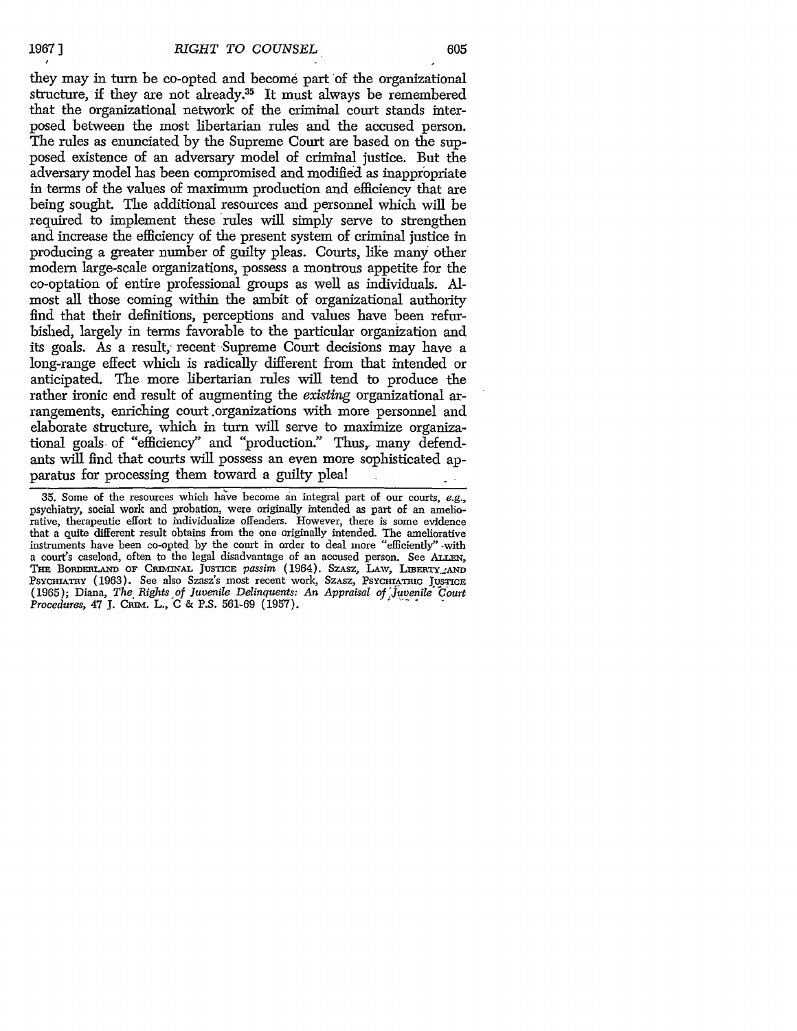they may in turn be co-opted and become part of the organizational structure, if they are not already.[35] It must always be remembered that the organizational network of the criminal court stands interposed between the most libertarian rules and the accused person. The rules as enunciated by the Supreme Court are based on the supposed existence of an adversary model of criminal justice. But the adversary model has been compromised and modified as inappropriate in terms of the values of maximum production and efficiency that are being sought. The additional resources and personnel which will be required to implement these rules will simply serve to strengthen and increase the efficiency of the present system of criminal justice in producing a greater number of guilty pleas. Courts, like many other modern large-scale organizations, possess a montrous appetite for the co-optation of entire professional groups as well as individuals. Almost all those coming within the ambit of organizational authority find that their definitions, perceptions and values have been refurbished, largely in terms favorable to the particular organization and its goals. As a result, recent Supreme Court decisions may have a long-range effect which is radically different from that intended or anticipated. The more libertarian rules will tend to produce the rather ironic end result of augmenting the *existing* organizational arrangements, enriching court organizations with more personnel and elaborate structure, which in turn will serve to maximize organizational goals of "efficiency" and "production." Thus, many defendants will find that courts will possess an even more sophisticated apparatus for processing them toward a guilty plea!

35. Some of the resources which have become an integral part of our courts, *e.g.*, psychiatry, social work and probation, were originally intended as part of an ameliorative, therapeutic effort to individualize offenders. However, there is some evidence that a quite different result obtains from the one originally intended. The ameliorative instruments have been co-opted by the court in order to deal more "efficiently" with a court's caseload, often to the legal disadvantage of an accused person. See ALLEN, THE BORDERLAND OF CRIMINAL JUSTICE *passim* (1964). SZASZ, LAW, LIBERTY AND PSYCHIATRY (1963). See also Szasz's most recent work, SZASZ, PSYCHIATRIC JUSTICE (1965); Diana, *The Rights of Juvenile Delinquents: An Appraisal of Juvenile Court Procedures*, 47 J. CRIM. L., C & P.S. 561-69 (1957).